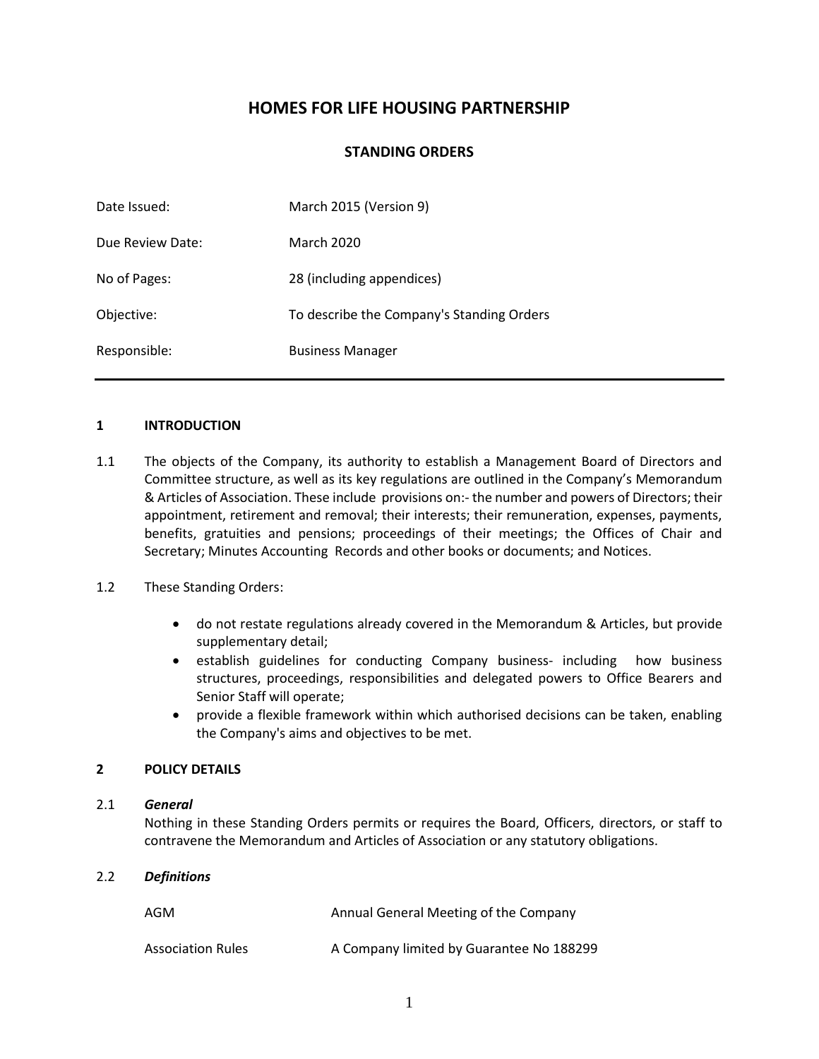# HOMES FOR LIFE HOUSING PARTNERSHIP

## STANDING ORDERS

| | |
|---|---|
| Date Issued: | March 2015 (Version 9) |
| Due Review Date: | March 2020 |
| No of Pages: | 28 (including appendices) |
| Objective: | To describe the Company's Standing Orders |
| Responsible: | Business Manager |

---

### 1 INTRODUCTION

1.1 The objects of the Company, its authority to establish a Management Board of Directors and Committee structure, as well as its key regulations are outlined in the Company's Memorandum & Articles of Association. These include provisions on:- the number and powers of Directors; their appointment, retirement and removal; their interests; their remuneration, expenses, payments, benefits, gratuities and pensions; proceedings of their meetings; the Offices of Chair and Secretary; Minutes Accounting Records and other books or documents; and Notices.

1.2 These Standing Orders:

- do not restate regulations already covered in the Memorandum & Articles, but provide supplementary detail;
- establish guidelines for conducting Company business- including how business structures, proceedings, responsibilities and delegated powers to Office Bearers and Senior Staff will operate;
- provide a flexible framework within which authorised decisions can be taken, enabling the Company's aims and objectives to be met.

### 2 POLICY DETAILS

2.1 ***General***

Nothing in these Standing Orders permits or requires the Board, Officers, directors, or staff to contravene the Memorandum and Articles of Association or any statutory obligations.

2.2 ***Definitions***

| | |
|---|---|
| AGM | Annual General Meeting of the Company |
| Association Rules | A Company limited by Guarantee No 188299 |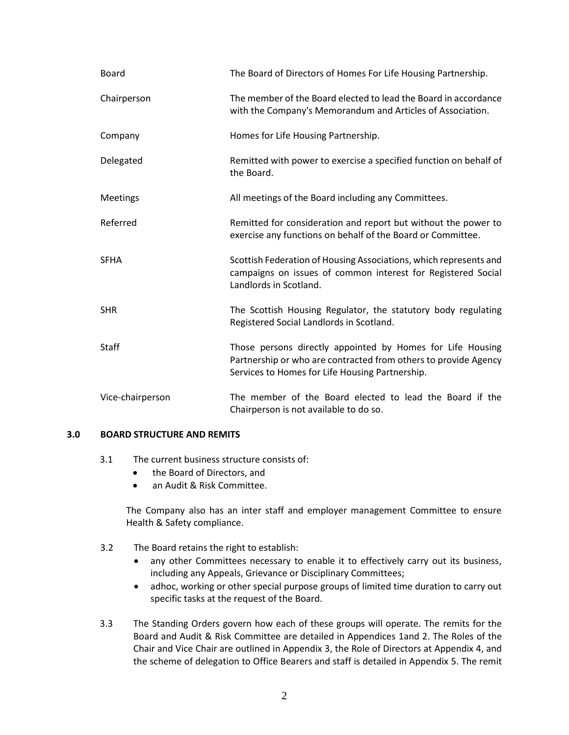| | |
|---|---|
| Board | The Board of Directors of Homes For Life Housing Partnership. |
| Chairperson | The member of the Board elected to lead the Board in accordance with the Company's Memorandum and Articles of Association. |
| Company | Homes for Life Housing Partnership. |
| Delegated | Remitted with power to exercise a specified function on behalf of the Board. |
| Meetings | All meetings of the Board including any Committees. |
| Referred | Remitted for consideration and report but without the power to exercise any functions on behalf of the Board or Committee. |
| SFHA | Scottish Federation of Housing Associations, which represents and campaigns on issues of common interest for Registered Social Landlords in Scotland. |
| SHR | The Scottish Housing Regulator, the statutory body regulating Registered Social Landlords in Scotland. |
| Staff | Those persons directly appointed by Homes for Life Housing Partnership or who are contracted from others to provide Agency Services to Homes for Life Housing Partnership. |
| Vice-chairperson | The member of the Board elected to lead the Board if the Chairperson is not available to do so. |

## 3.0 BOARD STRUCTURE AND REMITS

3.1 The current business structure consists of:

- the Board of Directors, and
- an Audit & Risk Committee.

The Company also has an inter staff and employer management Committee to ensure Health & Safety compliance.

3.2 The Board retains the right to establish:

- any other Committees necessary to enable it to effectively carry out its business, including any Appeals, Grievance or Disciplinary Committees;
- adhoc, working or other special purpose groups of limited time duration to carry out specific tasks at the request of the Board.

3.3 The Standing Orders govern how each of these groups will operate. The remits for the Board and Audit & Risk Committee are detailed in Appendices 1and 2. The Roles of the Chair and Vice Chair are outlined in Appendix 3, the Role of Directors at Appendix 4, and the scheme of delegation to Office Bearers and staff is detailed in Appendix 5. The remit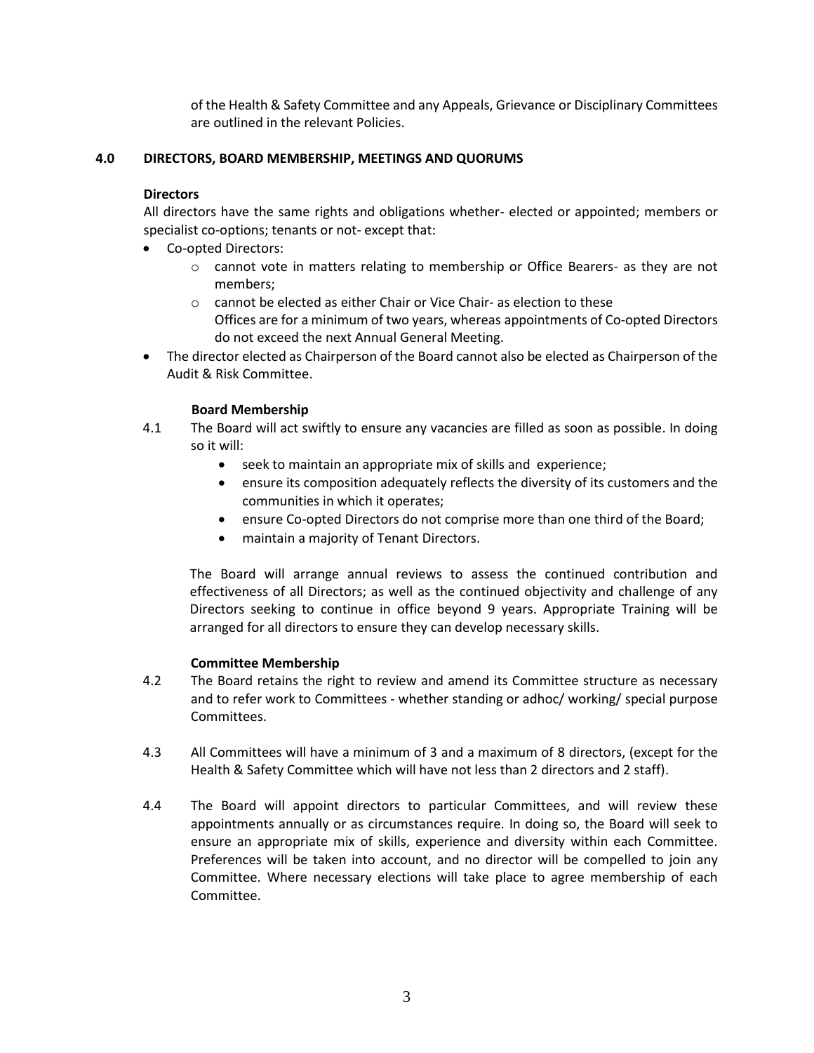of the Health & Safety Committee and any Appeals, Grievance or Disciplinary Committees are outlined in the relevant Policies.

## 4.0 DIRECTORS, BOARD MEMBERSHIP, MEETINGS AND QUORUMS

### Directors

All directors have the same rights and obligations whether- elected or appointed; members or specialist co-options; tenants or not- except that:

- Co-opted Directors:
  - cannot vote in matters relating to membership or Office Bearers- as they are not members;
  - cannot be elected as either Chair or Vice Chair- as election to these Offices are for a minimum of two years, whereas appointments of Co-opted Directors do not exceed the next Annual General Meeting.
- The director elected as Chairperson of the Board cannot also be elected as Chairperson of the Audit & Risk Committee.

### Board Membership

4.1 The Board will act swiftly to ensure any vacancies are filled as soon as possible. In doing so it will:

- seek to maintain an appropriate mix of skills and experience;
- ensure its composition adequately reflects the diversity of its customers and the communities in which it operates;
- ensure Co-opted Directors do not comprise more than one third of the Board;
- maintain a majority of Tenant Directors.

The Board will arrange annual reviews to assess the continued contribution and effectiveness of all Directors; as well as the continued objectivity and challenge of any Directors seeking to continue in office beyond 9 years. Appropriate Training will be arranged for all directors to ensure they can develop necessary skills.

### Committee Membership

4.2 The Board retains the right to review and amend its Committee structure as necessary and to refer work to Committees - whether standing or adhoc/ working/ special purpose Committees.

4.3 All Committees will have a minimum of 3 and a maximum of 8 directors, (except for the Health & Safety Committee which will have not less than 2 directors and 2 staff).

4.4 The Board will appoint directors to particular Committees, and will review these appointments annually or as circumstances require. In doing so, the Board will seek to ensure an appropriate mix of skills, experience and diversity within each Committee. Preferences will be taken into account, and no director will be compelled to join any Committee. Where necessary elections will take place to agree membership of each Committee.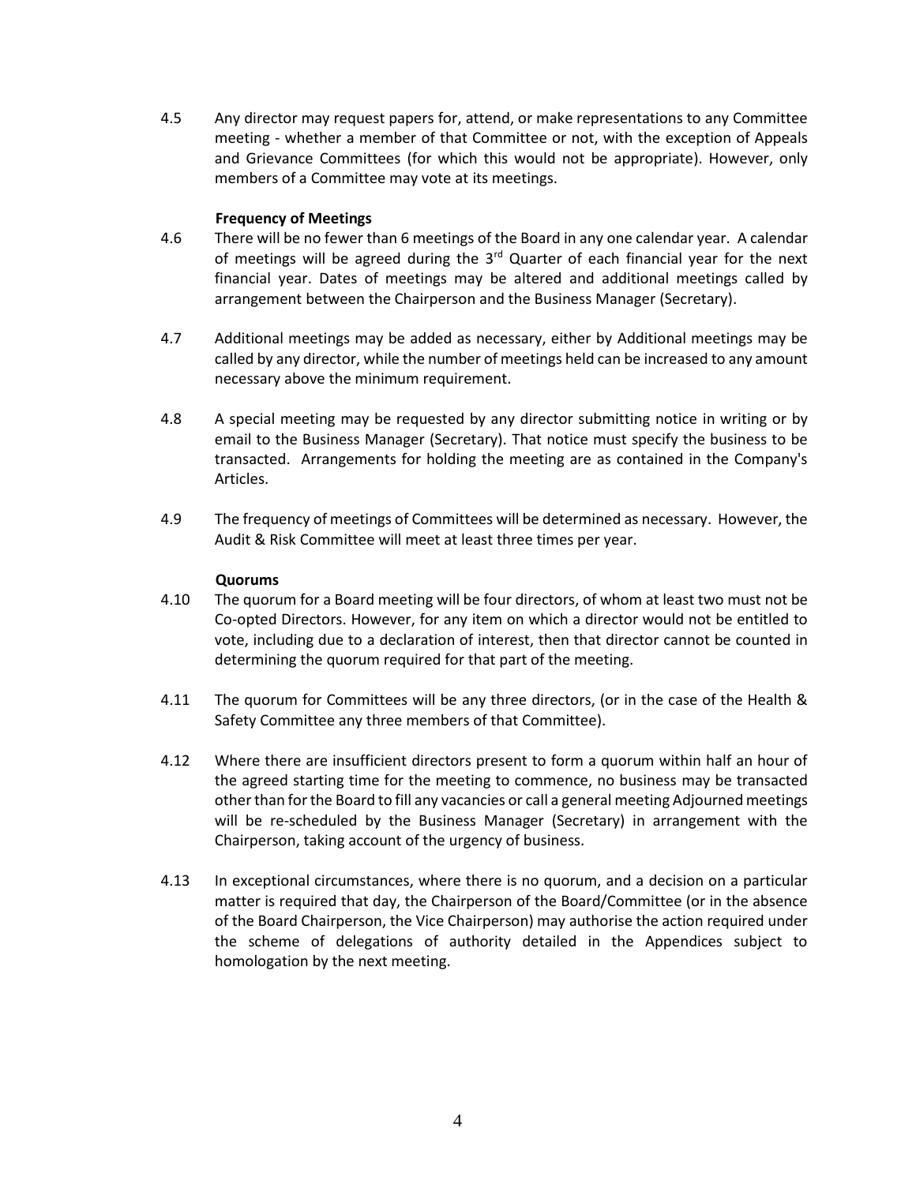4.5 Any director may request papers for, attend, or make representations to any Committee meeting - whether a member of that Committee or not, with the exception of Appeals and Grievance Committees (for which this would not be appropriate). However, only members of a Committee may vote at its meetings.

**Frequency of Meetings**

4.6 There will be no fewer than 6 meetings of the Board in any one calendar year. A calendar of meetings will be agreed during the 3rd Quarter of each financial year for the next financial year. Dates of meetings may be altered and additional meetings called by arrangement between the Chairperson and the Business Manager (Secretary).

4.7 Additional meetings may be added as necessary, either by Additional meetings may be called by any director, while the number of meetings held can be increased to any amount necessary above the minimum requirement.

4.8 A special meeting may be requested by any director submitting notice in writing or by email to the Business Manager (Secretary). That notice must specify the business to be transacted. Arrangements for holding the meeting are as contained in the Company's Articles.

4.9 The frequency of meetings of Committees will be determined as necessary. However, the Audit & Risk Committee will meet at least three times per year.

**Quorums**

4.10 The quorum for a Board meeting will be four directors, of whom at least two must not be Co-opted Directors. However, for any item on which a director would not be entitled to vote, including due to a declaration of interest, then that director cannot be counted in determining the quorum required for that part of the meeting.

4.11 The quorum for Committees will be any three directors, (or in the case of the Health & Safety Committee any three members of that Committee).

4.12 Where there are insufficient directors present to form a quorum within half an hour of the agreed starting time for the meeting to commence, no business may be transacted other than for the Board to fill any vacancies or call a general meeting Adjourned meetings will be re-scheduled by the Business Manager (Secretary) in arrangement with the Chairperson, taking account of the urgency of business.

4.13 In exceptional circumstances, where there is no quorum, and a decision on a particular matter is required that day, the Chairperson of the Board/Committee (or in the absence of the Board Chairperson, the Vice Chairperson) may authorise the action required under the scheme of delegations of authority detailed in the Appendices subject to homologation by the next meeting.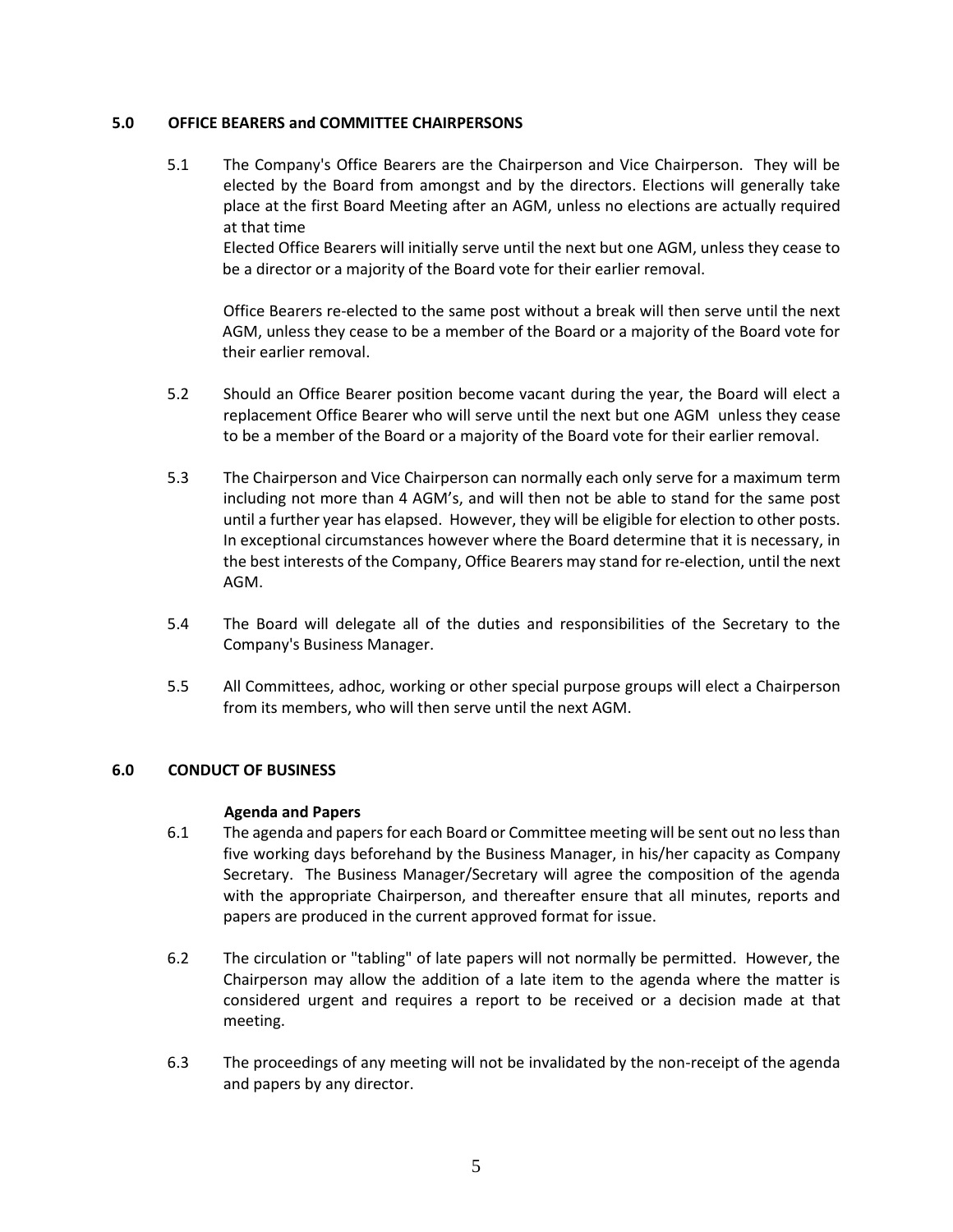## 5.0 OFFICE BEARERS and COMMITTEE CHAIRPERSONS

5.1 The Company's Office Bearers are the Chairperson and Vice Chairperson. They will be elected by the Board from amongst and by the directors. Elections will generally take place at the first Board Meeting after an AGM, unless no elections are actually required at that time

Elected Office Bearers will initially serve until the next but one AGM, unless they cease to be a director or a majority of the Board vote for their earlier removal.

Office Bearers re-elected to the same post without a break will then serve until the next AGM, unless they cease to be a member of the Board or a majority of the Board vote for their earlier removal.

5.2 Should an Office Bearer position become vacant during the year, the Board will elect a replacement Office Bearer who will serve until the next but one AGM unless they cease to be a member of the Board or a majority of the Board vote for their earlier removal.

5.3 The Chairperson and Vice Chairperson can normally each only serve for a maximum term including not more than 4 AGM's, and will then not be able to stand for the same post until a further year has elapsed. However, they will be eligible for election to other posts. In exceptional circumstances however where the Board determine that it is necessary, in the best interests of the Company, Office Bearers may stand for re-election, until the next AGM.

5.4 The Board will delegate all of the duties and responsibilities of the Secretary to the Company's Business Manager.

5.5 All Committees, adhoc, working or other special purpose groups will elect a Chairperson from its members, who will then serve until the next AGM.

## 6.0 CONDUCT OF BUSINESS

**Agenda and Papers**

6.1 The agenda and papers for each Board or Committee meeting will be sent out no less than five working days beforehand by the Business Manager, in his/her capacity as Company Secretary. The Business Manager/Secretary will agree the composition of the agenda with the appropriate Chairperson, and thereafter ensure that all minutes, reports and papers are produced in the current approved format for issue.

6.2 The circulation or "tabling" of late papers will not normally be permitted. However, the Chairperson may allow the addition of a late item to the agenda where the matter is considered urgent and requires a report to be received or a decision made at that meeting.

6.3 The proceedings of any meeting will not be invalidated by the non-receipt of the agenda and papers by any director.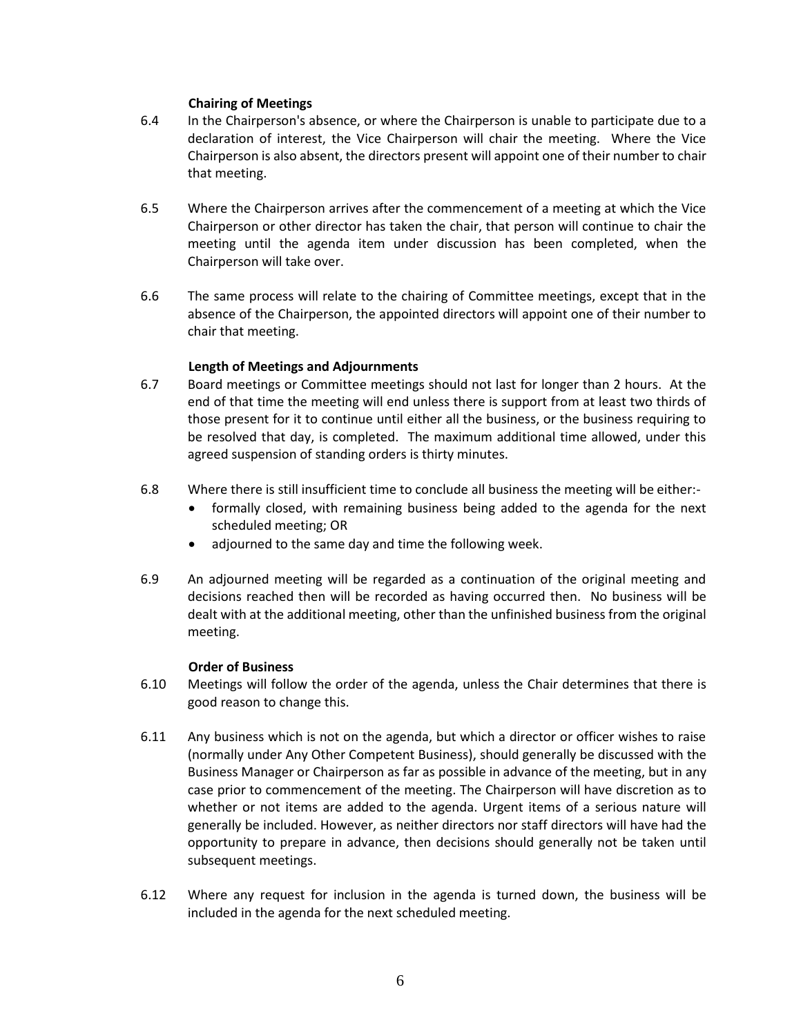**Chairing of Meetings**

6.4 In the Chairperson's absence, or where the Chairperson is unable to participate due to a declaration of interest, the Vice Chairperson will chair the meeting. Where the Vice Chairperson is also absent, the directors present will appoint one of their number to chair that meeting.

6.5 Where the Chairperson arrives after the commencement of a meeting at which the Vice Chairperson or other director has taken the chair, that person will continue to chair the meeting until the agenda item under discussion has been completed, when the Chairperson will take over.

6.6 The same process will relate to the chairing of Committee meetings, except that in the absence of the Chairperson, the appointed directors will appoint one of their number to chair that meeting.

**Length of Meetings and Adjournments**

6.7 Board meetings or Committee meetings should not last for longer than 2 hours. At the end of that time the meeting will end unless there is support from at least two thirds of those present for it to continue until either all the business, or the business requiring to be resolved that day, is completed. The maximum additional time allowed, under this agreed suspension of standing orders is thirty minutes.

6.8 Where there is still insufficient time to conclude all business the meeting will be either:-

- formally closed, with remaining business being added to the agenda for the next scheduled meeting; OR
- adjourned to the same day and time the following week.

6.9 An adjourned meeting will be regarded as a continuation of the original meeting and decisions reached then will be recorded as having occurred then. No business will be dealt with at the additional meeting, other than the unfinished business from the original meeting.

**Order of Business**

6.10 Meetings will follow the order of the agenda, unless the Chair determines that there is good reason to change this.

6.11 Any business which is not on the agenda, but which a director or officer wishes to raise (normally under Any Other Competent Business), should generally be discussed with the Business Manager or Chairperson as far as possible in advance of the meeting, but in any case prior to commencement of the meeting. The Chairperson will have discretion as to whether or not items are added to the agenda. Urgent items of a serious nature will generally be included. However, as neither directors nor staff directors will have had the opportunity to prepare in advance, then decisions should generally not be taken until subsequent meetings.

6.12 Where any request for inclusion in the agenda is turned down, the business will be included in the agenda for the next scheduled meeting.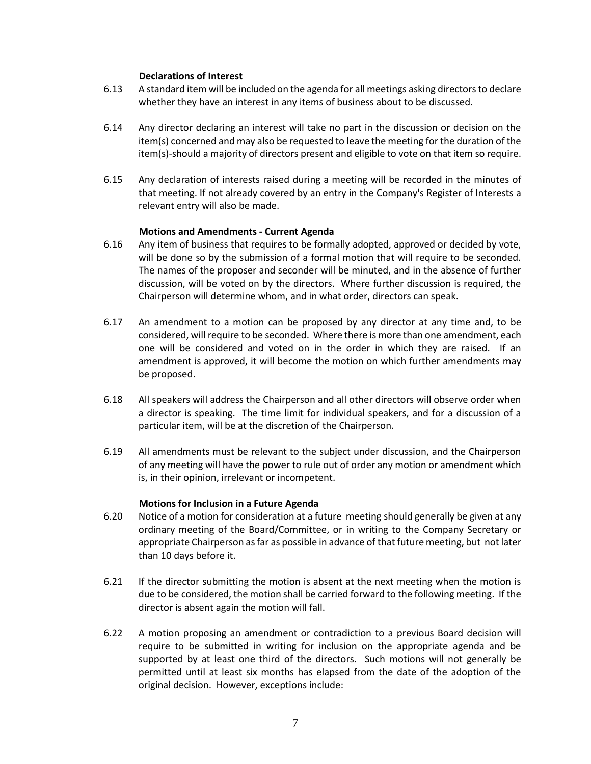**Declarations of Interest**

6.13 A standard item will be included on the agenda for all meetings asking directors to declare whether they have an interest in any items of business about to be discussed.

6.14 Any director declaring an interest will take no part in the discussion or decision on the item(s) concerned and may also be requested to leave the meeting for the duration of the item(s)-should a majority of directors present and eligible to vote on that item so require.

6.15 Any declaration of interests raised during a meeting will be recorded in the minutes of that meeting. If not already covered by an entry in the Company's Register of Interests a relevant entry will also be made.

**Motions and Amendments - Current Agenda**

6.16 Any item of business that requires to be formally adopted, approved or decided by vote, will be done so by the submission of a formal motion that will require to be seconded. The names of the proposer and seconder will be minuted, and in the absence of further discussion, will be voted on by the directors. Where further discussion is required, the Chairperson will determine whom, and in what order, directors can speak.

6.17 An amendment to a motion can be proposed by any director at any time and, to be considered, will require to be seconded. Where there is more than one amendment, each one will be considered and voted on in the order in which they are raised. If an amendment is approved, it will become the motion on which further amendments may be proposed.

6.18 All speakers will address the Chairperson and all other directors will observe order when a director is speaking. The time limit for individual speakers, and for a discussion of a particular item, will be at the discretion of the Chairperson.

6.19 All amendments must be relevant to the subject under discussion, and the Chairperson of any meeting will have the power to rule out of order any motion or amendment which is, in their opinion, irrelevant or incompetent.

**Motions for Inclusion in a Future Agenda**

6.20 Notice of a motion for consideration at a future meeting should generally be given at any ordinary meeting of the Board/Committee, or in writing to the Company Secretary or appropriate Chairperson as far as possible in advance of that future meeting, but not later than 10 days before it.

6.21 If the director submitting the motion is absent at the next meeting when the motion is due to be considered, the motion shall be carried forward to the following meeting. If the director is absent again the motion will fall.

6.22 A motion proposing an amendment or contradiction to a previous Board decision will require to be submitted in writing for inclusion on the appropriate agenda and be supported by at least one third of the directors. Such motions will not generally be permitted until at least six months has elapsed from the date of the adoption of the original decision. However, exceptions include: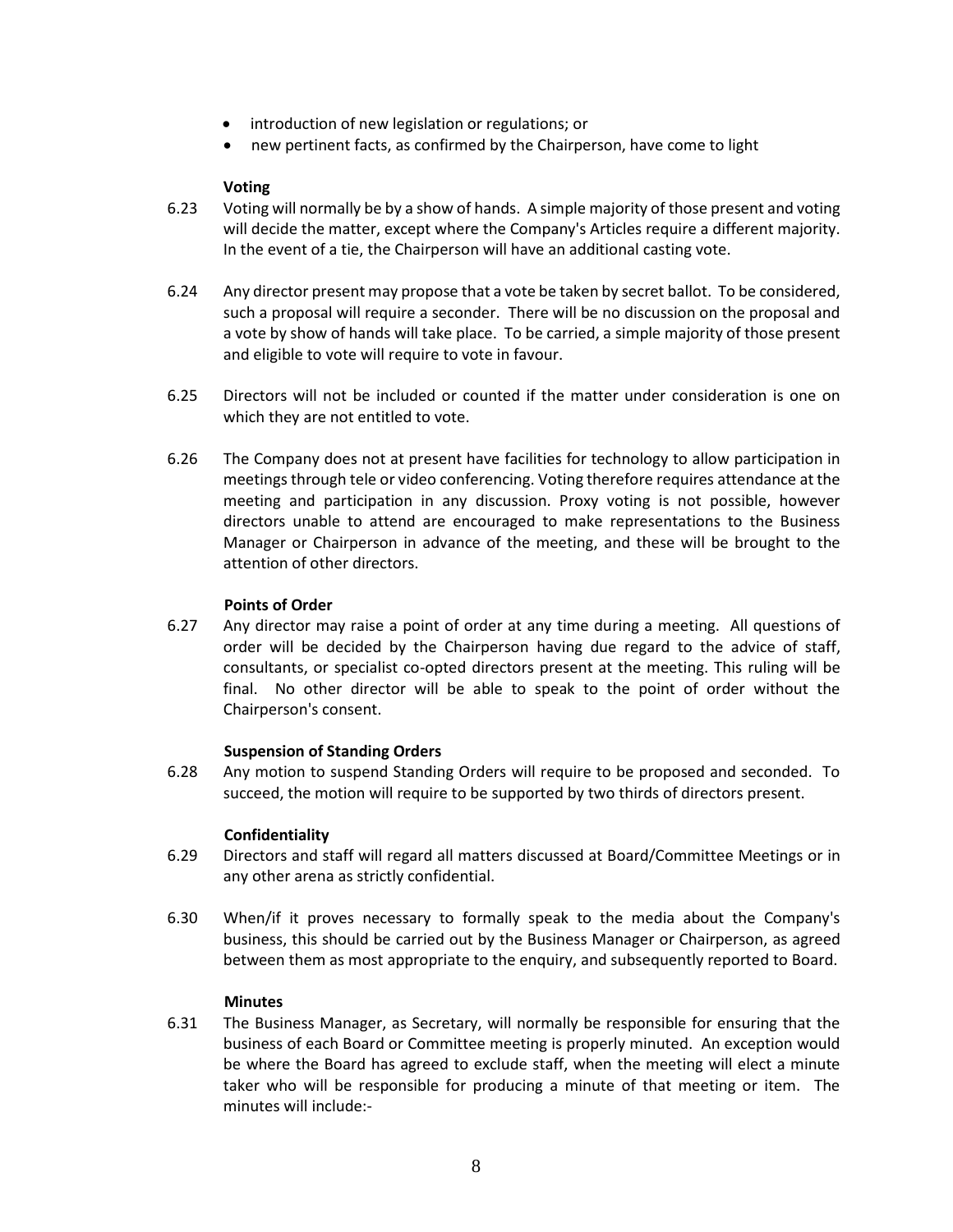- introduction of new legislation or regulations; or
- new pertinent facts, as confirmed by the Chairperson, have come to light

**Voting**

6.23 Voting will normally be by a show of hands. A simple majority of those present and voting will decide the matter, except where the Company's Articles require a different majority. In the event of a tie, the Chairperson will have an additional casting vote.

6.24 Any director present may propose that a vote be taken by secret ballot. To be considered, such a proposal will require a seconder. There will be no discussion on the proposal and a vote by show of hands will take place. To be carried, a simple majority of those present and eligible to vote will require to vote in favour.

6.25 Directors will not be included or counted if the matter under consideration is one on which they are not entitled to vote.

6.26 The Company does not at present have facilities for technology to allow participation in meetings through tele or video conferencing. Voting therefore requires attendance at the meeting and participation in any discussion. Proxy voting is not possible, however directors unable to attend are encouraged to make representations to the Business Manager or Chairperson in advance of the meeting, and these will be brought to the attention of other directors.

**Points of Order**

6.27 Any director may raise a point of order at any time during a meeting. All questions of order will be decided by the Chairperson having due regard to the advice of staff, consultants, or specialist co-opted directors present at the meeting. This ruling will be final. No other director will be able to speak to the point of order without the Chairperson's consent.

**Suspension of Standing Orders**

6.28 Any motion to suspend Standing Orders will require to be proposed and seconded. To succeed, the motion will require to be supported by two thirds of directors present.

**Confidentiality**

6.29 Directors and staff will regard all matters discussed at Board/Committee Meetings or in any other arena as strictly confidential.

6.30 When/if it proves necessary to formally speak to the media about the Company's business, this should be carried out by the Business Manager or Chairperson, as agreed between them as most appropriate to the enquiry, and subsequently reported to Board.

**Minutes**

6.31 The Business Manager, as Secretary, will normally be responsible for ensuring that the business of each Board or Committee meeting is properly minuted. An exception would be where the Board has agreed to exclude staff, when the meeting will elect a minute taker who will be responsible for producing a minute of that meeting or item. The minutes will include:-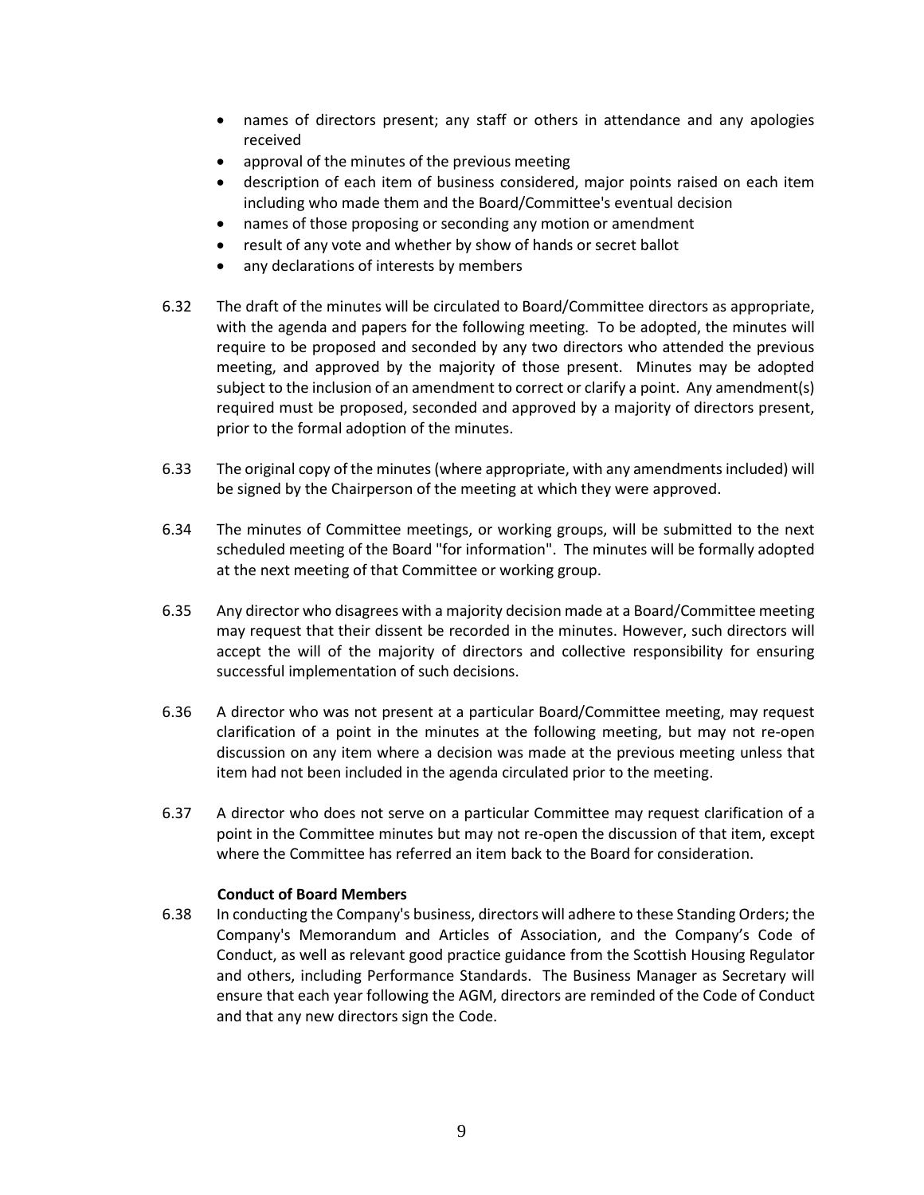- names of directors present; any staff or others in attendance and any apologies received
- approval of the minutes of the previous meeting
- description of each item of business considered, major points raised on each item including who made them and the Board/Committee's eventual decision
- names of those proposing or seconding any motion or amendment
- result of any vote and whether by show of hands or secret ballot
- any declarations of interests by members

6.32 The draft of the minutes will be circulated to Board/Committee directors as appropriate, with the agenda and papers for the following meeting. To be adopted, the minutes will require to be proposed and seconded by any two directors who attended the previous meeting, and approved by the majority of those present. Minutes may be adopted subject to the inclusion of an amendment to correct or clarify a point. Any amendment(s) required must be proposed, seconded and approved by a majority of directors present, prior to the formal adoption of the minutes.

6.33 The original copy of the minutes (where appropriate, with any amendments included) will be signed by the Chairperson of the meeting at which they were approved.

6.34 The minutes of Committee meetings, or working groups, will be submitted to the next scheduled meeting of the Board "for information". The minutes will be formally adopted at the next meeting of that Committee or working group.

6.35 Any director who disagrees with a majority decision made at a Board/Committee meeting may request that their dissent be recorded in the minutes. However, such directors will accept the will of the majority of directors and collective responsibility for ensuring successful implementation of such decisions.

6.36 A director who was not present at a particular Board/Committee meeting, may request clarification of a point in the minutes at the following meeting, but may not re-open discussion on any item where a decision was made at the previous meeting unless that item had not been included in the agenda circulated prior to the meeting.

6.37 A director who does not serve on a particular Committee may request clarification of a point in the Committee minutes but may not re-open the discussion of that item, except where the Committee has referred an item back to the Board for consideration.

**Conduct of Board Members**

6.38 In conducting the Company's business, directors will adhere to these Standing Orders; the Company's Memorandum and Articles of Association, and the Company's Code of Conduct, as well as relevant good practice guidance from the Scottish Housing Regulator and others, including Performance Standards. The Business Manager as Secretary will ensure that each year following the AGM, directors are reminded of the Code of Conduct and that any new directors sign the Code.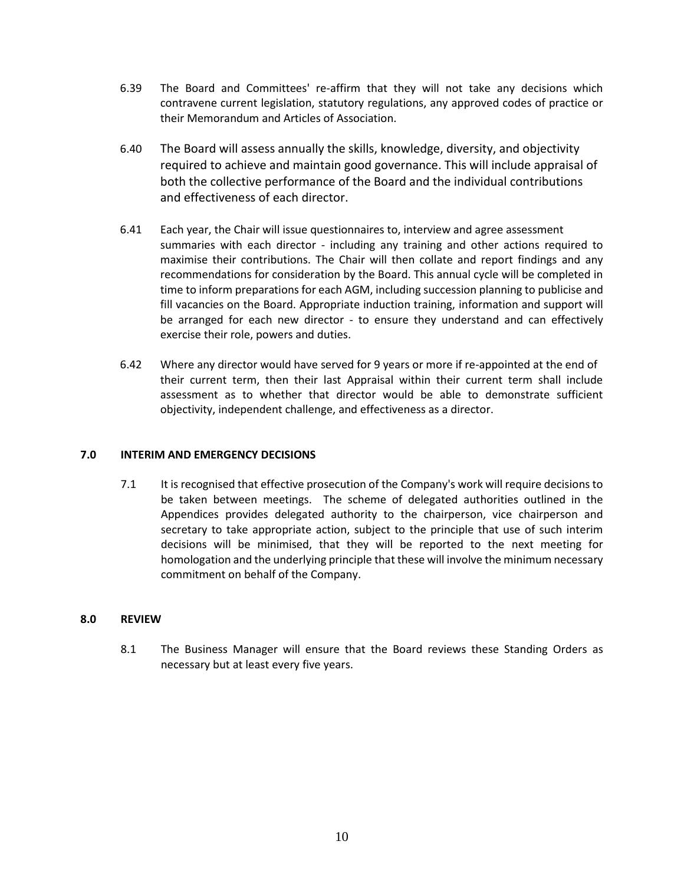6.39 The Board and Committees' re-affirm that they will not take any decisions which contravene current legislation, statutory regulations, any approved codes of practice or their Memorandum and Articles of Association.

6.40 The Board will assess annually the skills, knowledge, diversity, and objectivity required to achieve and maintain good governance. This will include appraisal of both the collective performance of the Board and the individual contributions and effectiveness of each director.

6.41 Each year, the Chair will issue questionnaires to, interview and agree assessment summaries with each director - including any training and other actions required to maximise their contributions. The Chair will then collate and report findings and any recommendations for consideration by the Board. This annual cycle will be completed in time to inform preparations for each AGM, including succession planning to publicise and fill vacancies on the Board. Appropriate induction training, information and support will be arranged for each new director - to ensure they understand and can effectively exercise their role, powers and duties.

6.42 Where any director would have served for 9 years or more if re-appointed at the end of their current term, then their last Appraisal within their current term shall include assessment as to whether that director would be able to demonstrate sufficient objectivity, independent challenge, and effectiveness as a director.

## 7.0 INTERIM AND EMERGENCY DECISIONS

7.1 It is recognised that effective prosecution of the Company's work will require decisions to be taken between meetings. The scheme of delegated authorities outlined in the Appendices provides delegated authority to the chairperson, vice chairperson and secretary to take appropriate action, subject to the principle that use of such interim decisions will be minimised, that they will be reported to the next meeting for homologation and the underlying principle that these will involve the minimum necessary commitment on behalf of the Company.

## 8.0 REVIEW

8.1 The Business Manager will ensure that the Board reviews these Standing Orders as necessary but at least every five years.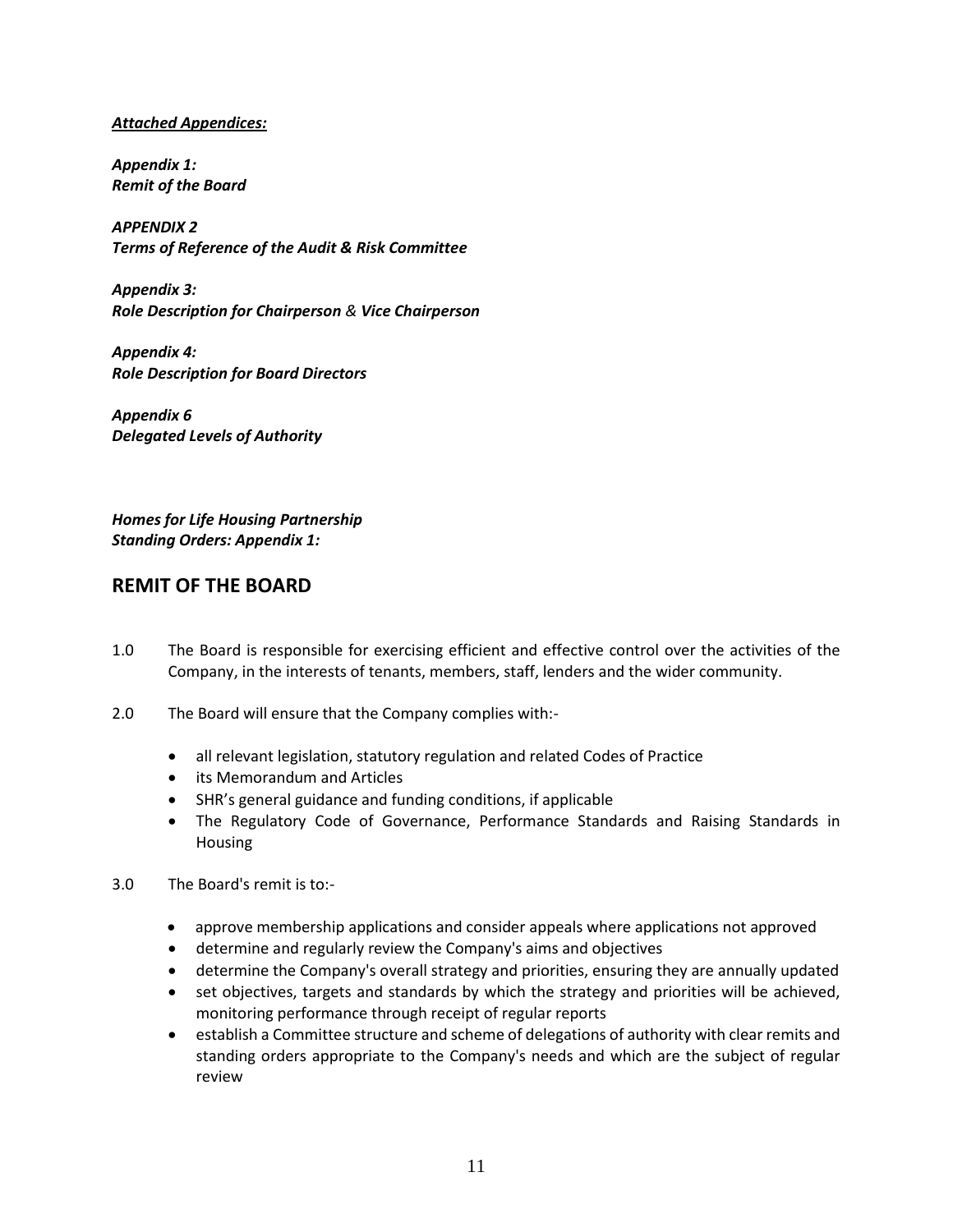***Attached Appendices:***

***Appendix 1:***
***Remit of the Board***

***APPENDIX 2***
***Terms of Reference of the Audit & Risk Committee***

***Appendix 3:***
***Role Description for Chairperson & Vice Chairperson***

***Appendix 4:***
***Role Description for Board Directors***

***Appendix 6***
***Delegated Levels of Authority***

***Homes for Life Housing Partnership***
***Standing Orders: Appendix 1:***

## REMIT OF THE BOARD

1.0 The Board is responsible for exercising efficient and effective control over the activities of the Company, in the interests of tenants, members, staff, lenders and the wider community.

2.0 The Board will ensure that the Company complies with:-

- all relevant legislation, statutory regulation and related Codes of Practice
- its Memorandum and Articles
- SHR's general guidance and funding conditions, if applicable
- The Regulatory Code of Governance, Performance Standards and Raising Standards in Housing

3.0 The Board's remit is to:-

- approve membership applications and consider appeals where applications not approved
- determine and regularly review the Company's aims and objectives
- determine the Company's overall strategy and priorities, ensuring they are annually updated
- set objectives, targets and standards by which the strategy and priorities will be achieved, monitoring performance through receipt of regular reports
- establish a Committee structure and scheme of delegations of authority with clear remits and standing orders appropriate to the Company's needs and which are the subject of regular review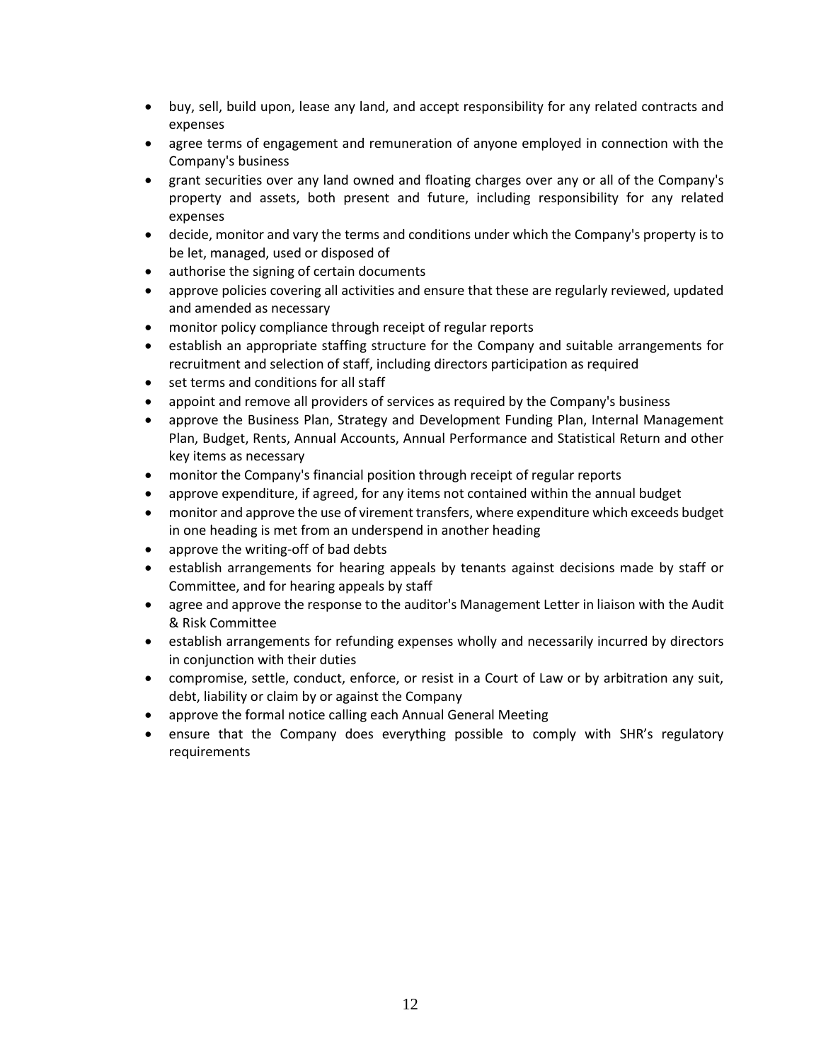- buy, sell, build upon, lease any land, and accept responsibility for any related contracts and expenses
- agree terms of engagement and remuneration of anyone employed in connection with the Company's business
- grant securities over any land owned and floating charges over any or all of the Company's property and assets, both present and future, including responsibility for any related expenses
- decide, monitor and vary the terms and conditions under which the Company's property is to be let, managed, used or disposed of
- authorise the signing of certain documents
- approve policies covering all activities and ensure that these are regularly reviewed, updated and amended as necessary
- monitor policy compliance through receipt of regular reports
- establish an appropriate staffing structure for the Company and suitable arrangements for recruitment and selection of staff, including directors participation as required
- set terms and conditions for all staff
- appoint and remove all providers of services as required by the Company's business
- approve the Business Plan, Strategy and Development Funding Plan, Internal Management Plan, Budget, Rents, Annual Accounts, Annual Performance and Statistical Return and other key items as necessary
- monitor the Company's financial position through receipt of regular reports
- approve expenditure, if agreed, for any items not contained within the annual budget
- monitor and approve the use of virement transfers, where expenditure which exceeds budget in one heading is met from an underspend in another heading
- approve the writing-off of bad debts
- establish arrangements for hearing appeals by tenants against decisions made by staff or Committee, and for hearing appeals by staff
- agree and approve the response to the auditor's Management Letter in liaison with the Audit & Risk Committee
- establish arrangements for refunding expenses wholly and necessarily incurred by directors in conjunction with their duties
- compromise, settle, conduct, enforce, or resist in a Court of Law or by arbitration any suit, debt, liability or claim by or against the Company
- approve the formal notice calling each Annual General Meeting
- ensure that the Company does everything possible to comply with SHR's regulatory requirements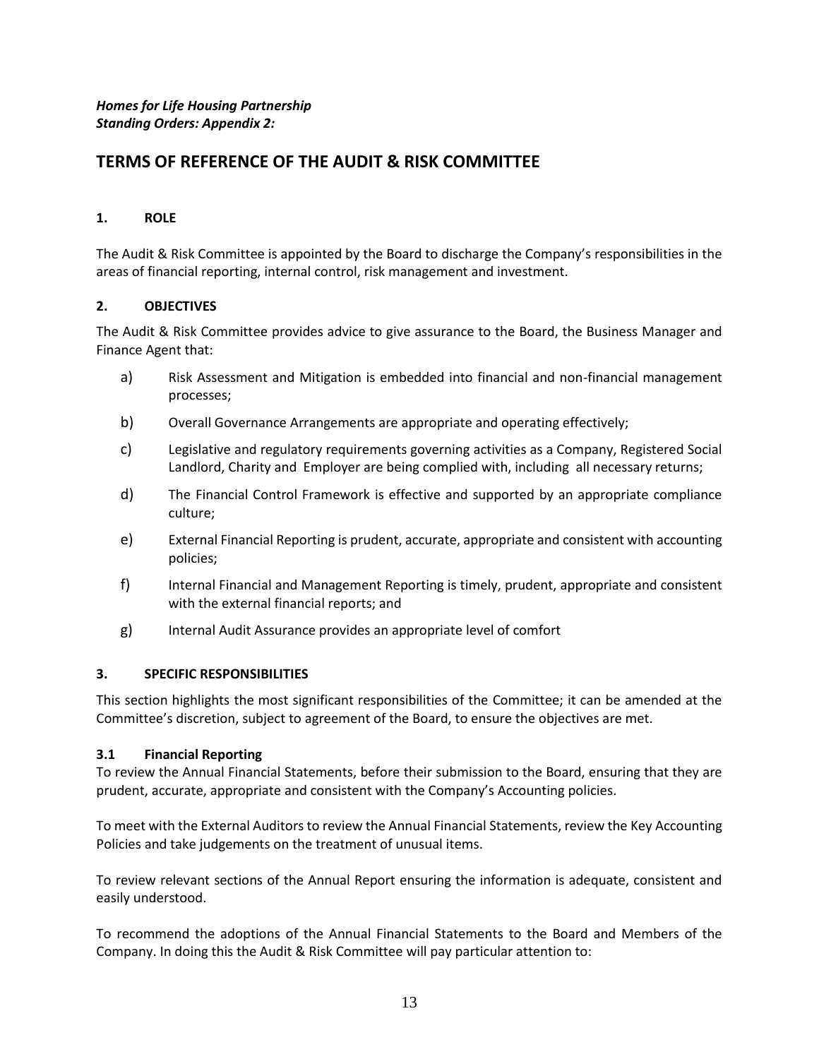***Homes for Life Housing Partnership***
***Standing Orders: Appendix 2:***

# TERMS OF REFERENCE OF THE AUDIT & RISK COMMITTEE

## 1. ROLE

The Audit & Risk Committee is appointed by the Board to discharge the Company's responsibilities in the areas of financial reporting, internal control, risk management and investment.

## 2. OBJECTIVES

The Audit & Risk Committee provides advice to give assurance to the Board, the Business Manager and Finance Agent that:

a) Risk Assessment and Mitigation is embedded into financial and non-financial management processes;

b) Overall Governance Arrangements are appropriate and operating effectively;

c) Legislative and regulatory requirements governing activities as a Company, Registered Social Landlord, Charity and Employer are being complied with, including all necessary returns;

d) The Financial Control Framework is effective and supported by an appropriate compliance culture;

e) External Financial Reporting is prudent, accurate, appropriate and consistent with accounting policies;

f) Internal Financial and Management Reporting is timely, prudent, appropriate and consistent with the external financial reports; and

g) Internal Audit Assurance provides an appropriate level of comfort

## 3. SPECIFIC RESPONSIBILITIES

This section highlights the most significant responsibilities of the Committee; it can be amended at the Committee's discretion, subject to agreement of the Board, to ensure the objectives are met.

### 3.1 Financial Reporting

To review the Annual Financial Statements, before their submission to the Board, ensuring that they are prudent, accurate, appropriate and consistent with the Company's Accounting policies.

To meet with the External Auditors to review the Annual Financial Statements, review the Key Accounting Policies and take judgements on the treatment of unusual items.

To review relevant sections of the Annual Report ensuring the information is adequate, consistent and easily understood.

To recommend the adoptions of the Annual Financial Statements to the Board and Members of the Company. In doing this the Audit & Risk Committee will pay particular attention to: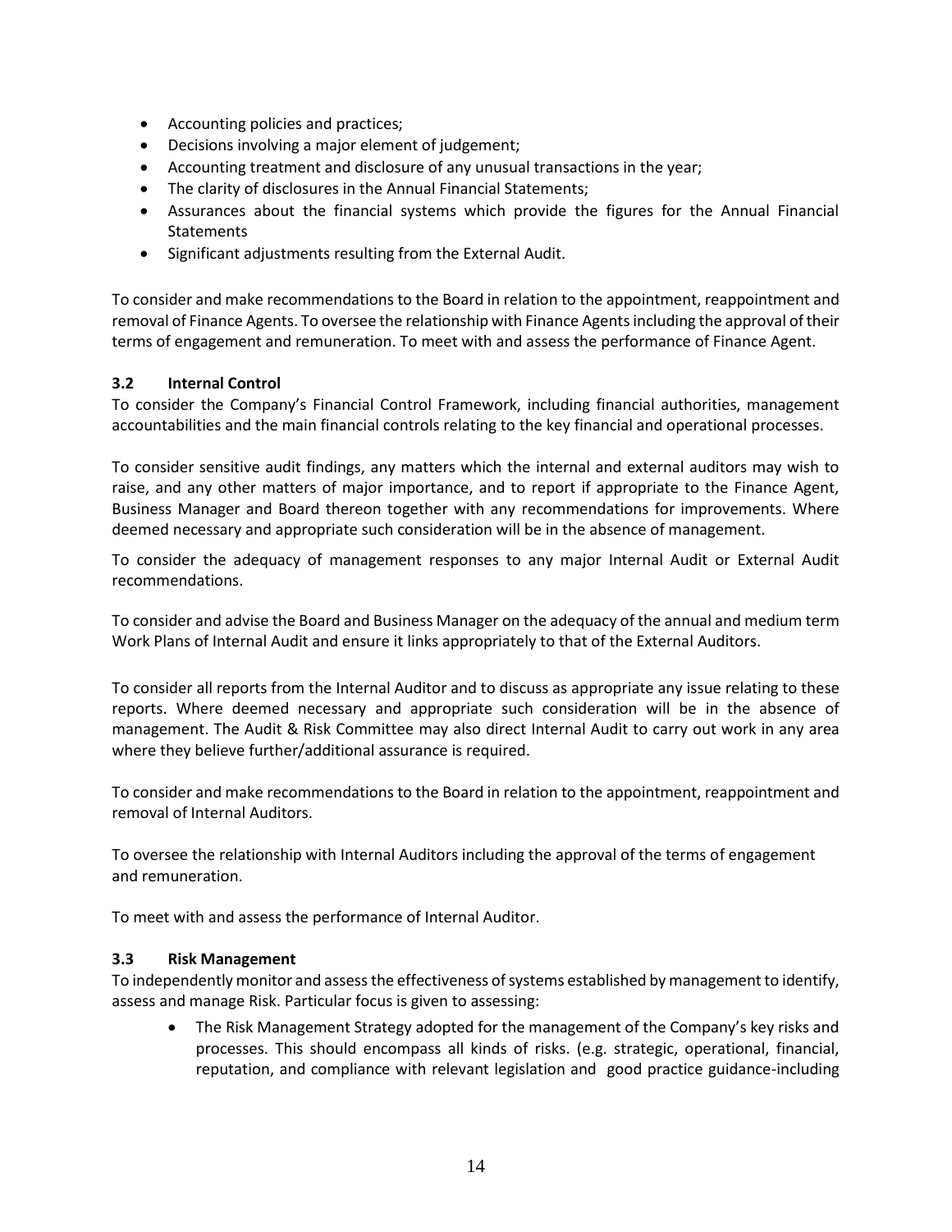- Accounting policies and practices;
- Decisions involving a major element of judgement;
- Accounting treatment and disclosure of any unusual transactions in the year;
- The clarity of disclosures in the Annual Financial Statements;
- Assurances about the financial systems which provide the figures for the Annual Financial Statements
- Significant adjustments resulting from the External Audit.

To consider and make recommendations to the Board in relation to the appointment, reappointment and removal of Finance Agents. To oversee the relationship with Finance Agents including the approval of their terms of engagement and remuneration. To meet with and assess the performance of Finance Agent.

### 3.2 Internal Control

To consider the Company's Financial Control Framework, including financial authorities, management accountabilities and the main financial controls relating to the key financial and operational processes.

To consider sensitive audit findings, any matters which the internal and external auditors may wish to raise, and any other matters of major importance, and to report if appropriate to the Finance Agent, Business Manager and Board thereon together with any recommendations for improvements. Where deemed necessary and appropriate such consideration will be in the absence of management.

To consider the adequacy of management responses to any major Internal Audit or External Audit recommendations.

To consider and advise the Board and Business Manager on the adequacy of the annual and medium term Work Plans of Internal Audit and ensure it links appropriately to that of the External Auditors.

To consider all reports from the Internal Auditor and to discuss as appropriate any issue relating to these reports. Where deemed necessary and appropriate such consideration will be in the absence of management. The Audit & Risk Committee may also direct Internal Audit to carry out work in any area where they believe further/additional assurance is required.

To consider and make recommendations to the Board in relation to the appointment, reappointment and removal of Internal Auditors.

To oversee the relationship with Internal Auditors including the approval of the terms of engagement and remuneration.

To meet with and assess the performance of Internal Auditor.

### 3.3 Risk Management

To independently monitor and assess the effectiveness of systems established by management to identify, assess and manage Risk. Particular focus is given to assessing:

- The Risk Management Strategy adopted for the management of the Company's key risks and processes. This should encompass all kinds of risks. (e.g. strategic, operational, financial, reputation, and compliance with relevant legislation and good practice guidance-including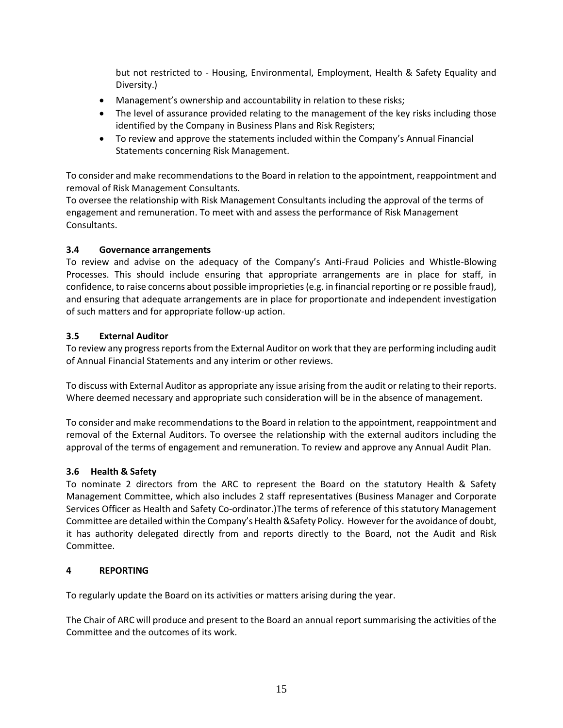but not restricted to - Housing, Environmental, Employment, Health & Safety Equality and Diversity.)

- Management's ownership and accountability in relation to these risks;
- The level of assurance provided relating to the management of the key risks including those identified by the Company in Business Plans and Risk Registers;
- To review and approve the statements included within the Company's Annual Financial Statements concerning Risk Management.

To consider and make recommendations to the Board in relation to the appointment, reappointment and removal of Risk Management Consultants.
To oversee the relationship with Risk Management Consultants including the approval of the terms of engagement and remuneration. To meet with and assess the performance of Risk Management Consultants.

### 3.4 Governance arrangements

To review and advise on the adequacy of the Company's Anti-Fraud Policies and Whistle-Blowing Processes. This should include ensuring that appropriate arrangements are in place for staff, in confidence, to raise concerns about possible improprieties (e.g. in financial reporting or re possible fraud), and ensuring that adequate arrangements are in place for proportionate and independent investigation of such matters and for appropriate follow-up action.

### 3.5 External Auditor

To review any progress reports from the External Auditor on work that they are performing including audit of Annual Financial Statements and any interim or other reviews.

To discuss with External Auditor as appropriate any issue arising from the audit or relating to their reports. Where deemed necessary and appropriate such consideration will be in the absence of management.

To consider and make recommendations to the Board in relation to the appointment, reappointment and removal of the External Auditors. To oversee the relationship with the external auditors including the approval of the terms of engagement and remuneration. To review and approve any Annual Audit Plan.

### 3.6 Health & Safety

To nominate 2 directors from the ARC to represent the Board on the statutory Health & Safety Management Committee, which also includes 2 staff representatives (Business Manager and Corporate Services Officer as Health and Safety Co-ordinator.)The terms of reference of this statutory Management Committee are detailed within the Company's Health &Safety Policy. However for the avoidance of doubt, it has authority delegated directly from and reports directly to the Board, not the Audit and Risk Committee.

## 4 REPORTING

To regularly update the Board on its activities or matters arising during the year.

The Chair of ARC will produce and present to the Board an annual report summarising the activities of the Committee and the outcomes of its work.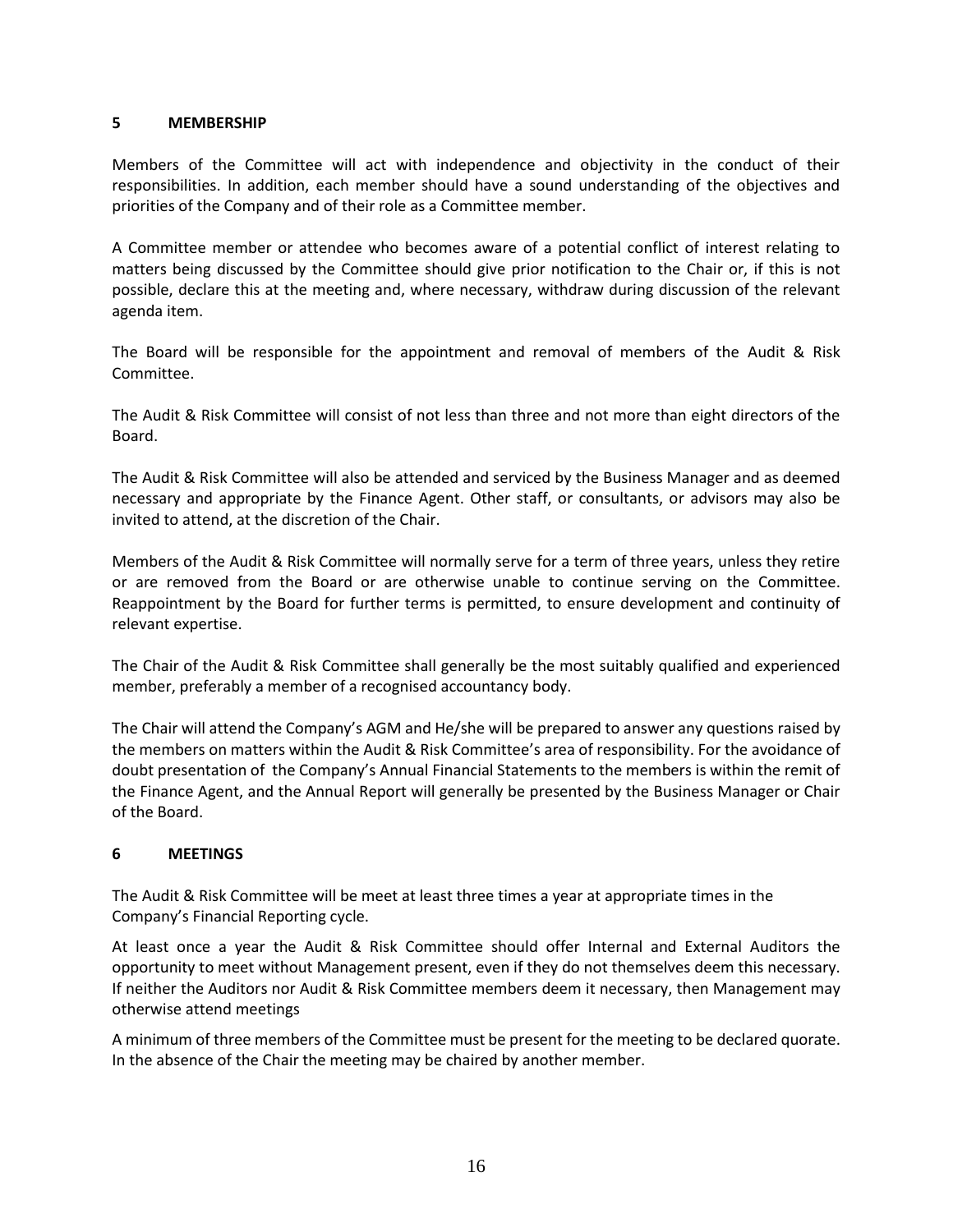## 5 MEMBERSHIP

Members of the Committee will act with independence and objectivity in the conduct of their responsibilities. In addition, each member should have a sound understanding of the objectives and priorities of the Company and of their role as a Committee member.

A Committee member or attendee who becomes aware of a potential conflict of interest relating to matters being discussed by the Committee should give prior notification to the Chair or, if this is not possible, declare this at the meeting and, where necessary, withdraw during discussion of the relevant agenda item.

The Board will be responsible for the appointment and removal of members of the Audit & Risk Committee.

The Audit & Risk Committee will consist of not less than three and not more than eight directors of the Board.

The Audit & Risk Committee will also be attended and serviced by the Business Manager and as deemed necessary and appropriate by the Finance Agent. Other staff, or consultants, or advisors may also be invited to attend, at the discretion of the Chair.

Members of the Audit & Risk Committee will normally serve for a term of three years, unless they retire or are removed from the Board or are otherwise unable to continue serving on the Committee. Reappointment by the Board for further terms is permitted, to ensure development and continuity of relevant expertise.

The Chair of the Audit & Risk Committee shall generally be the most suitably qualified and experienced member, preferably a member of a recognised accountancy body.

The Chair will attend the Company's AGM and He/she will be prepared to answer any questions raised by the members on matters within the Audit & Risk Committee's area of responsibility. For the avoidance of doubt presentation of the Company's Annual Financial Statements to the members is within the remit of the Finance Agent, and the Annual Report will generally be presented by the Business Manager or Chair of the Board.

## 6 MEETINGS

The Audit & Risk Committee will be meet at least three times a year at appropriate times in the Company's Financial Reporting cycle.

At least once a year the Audit & Risk Committee should offer Internal and External Auditors the opportunity to meet without Management present, even if they do not themselves deem this necessary. If neither the Auditors nor Audit & Risk Committee members deem it necessary, then Management may otherwise attend meetings

A minimum of three members of the Committee must be present for the meeting to be declared quorate. In the absence of the Chair the meeting may be chaired by another member.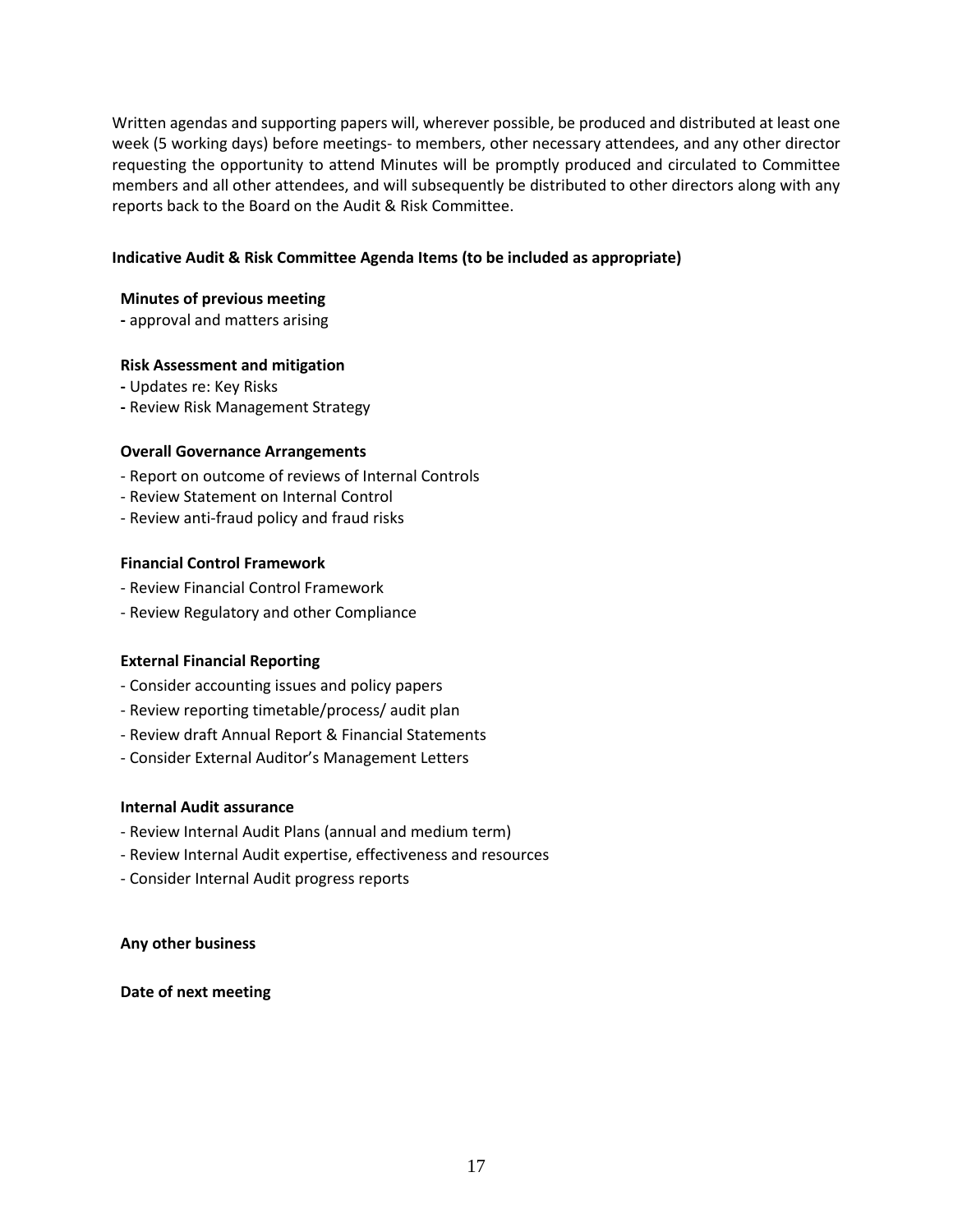Written agendas and supporting papers will, wherever possible, be produced and distributed at least one week (5 working days) before meetings- to members, other necessary attendees, and any other director requesting the opportunity to attend Minutes will be promptly produced and circulated to Committee members and all other attendees, and will subsequently be distributed to other directors along with any reports back to the Board on the Audit & Risk Committee.

**Indicative Audit & Risk Committee Agenda Items (to be included as appropriate)**

**Minutes of previous meeting**

- approval and matters arising

**Risk Assessment and mitigation**

- Updates re: Key Risks
- Review Risk Management Strategy

**Overall Governance Arrangements**

- Report on outcome of reviews of Internal Controls
- Review Statement on Internal Control
- Review anti-fraud policy and fraud risks

**Financial Control Framework**

- Review Financial Control Framework
- Review Regulatory and other Compliance

**External Financial Reporting**

- Consider accounting issues and policy papers
- Review reporting timetable/process/ audit plan
- Review draft Annual Report & Financial Statements
- Consider External Auditor's Management Letters

**Internal Audit assurance**

- Review Internal Audit Plans (annual and medium term)
- Review Internal Audit expertise, effectiveness and resources
- Consider Internal Audit progress reports

**Any other business**

**Date of next meeting**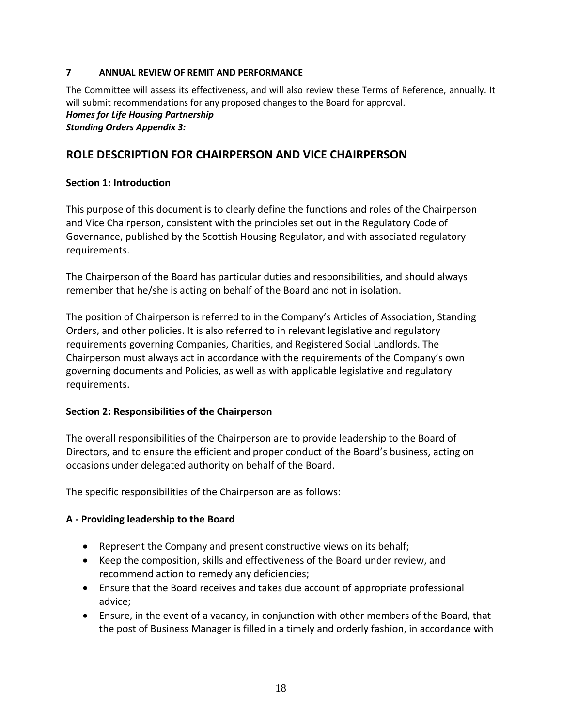## 7 ANNUAL REVIEW OF REMIT AND PERFORMANCE

The Committee will assess its effectiveness, and will also review these Terms of Reference, annually. It will submit recommendations for any proposed changes to the Board for approval.

***Homes for Life Housing Partnership***
***Standing Orders Appendix 3:***

# ROLE DESCRIPTION FOR CHAIRPERSON AND VICE CHAIRPERSON

### Section 1: Introduction

This purpose of this document is to clearly define the functions and roles of the Chairperson and Vice Chairperson, consistent with the principles set out in the Regulatory Code of Governance, published by the Scottish Housing Regulator, and with associated regulatory requirements.

The Chairperson of the Board has particular duties and responsibilities, and should always remember that he/she is acting on behalf of the Board and not in isolation.

The position of Chairperson is referred to in the Company's Articles of Association, Standing Orders, and other policies. It is also referred to in relevant legislative and regulatory requirements governing Companies, Charities, and Registered Social Landlords. The Chairperson must always act in accordance with the requirements of the Company's own governing documents and Policies, as well as with applicable legislative and regulatory requirements.

### Section 2: Responsibilities of the Chairperson

The overall responsibilities of the Chairperson are to provide leadership to the Board of Directors, and to ensure the efficient and proper conduct of the Board's business, acting on occasions under delegated authority on behalf of the Board.

The specific responsibilities of the Chairperson are as follows:

### A - Providing leadership to the Board

- Represent the Company and present constructive views on its behalf;
- Keep the composition, skills and effectiveness of the Board under review, and recommend action to remedy any deficiencies;
- Ensure that the Board receives and takes due account of appropriate professional advice;
- Ensure, in the event of a vacancy, in conjunction with other members of the Board, that the post of Business Manager is filled in a timely and orderly fashion, in accordance with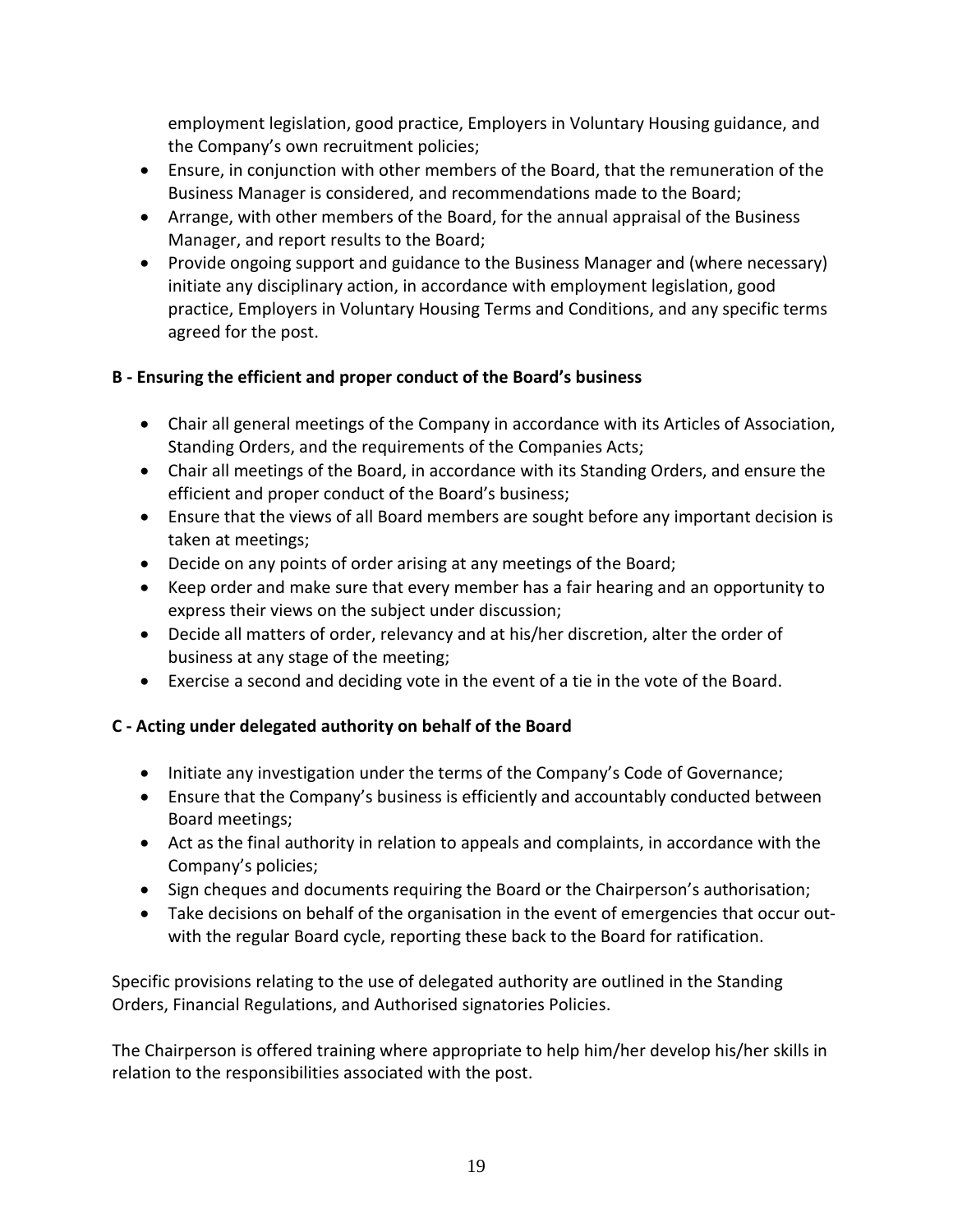employment legislation, good practice, Employers in Voluntary Housing guidance, and the Company's own recruitment policies;

- Ensure, in conjunction with other members of the Board, that the remuneration of the Business Manager is considered, and recommendations made to the Board;
- Arrange, with other members of the Board, for the annual appraisal of the Business Manager, and report results to the Board;
- Provide ongoing support and guidance to the Business Manager and (where necessary) initiate any disciplinary action, in accordance with employment legislation, good practice, Employers in Voluntary Housing Terms and Conditions, and any specific terms agreed for the post.

**B - Ensuring the efficient and proper conduct of the Board's business**

- Chair all general meetings of the Company in accordance with its Articles of Association, Standing Orders, and the requirements of the Companies Acts;
- Chair all meetings of the Board, in accordance with its Standing Orders, and ensure the efficient and proper conduct of the Board's business;
- Ensure that the views of all Board members are sought before any important decision is taken at meetings;
- Decide on any points of order arising at any meetings of the Board;
- Keep order and make sure that every member has a fair hearing and an opportunity to express their views on the subject under discussion;
- Decide all matters of order, relevancy and at his/her discretion, alter the order of business at any stage of the meeting;
- Exercise a second and deciding vote in the event of a tie in the vote of the Board.

**C - Acting under delegated authority on behalf of the Board**

- Initiate any investigation under the terms of the Company's Code of Governance;
- Ensure that the Company's business is efficiently and accountably conducted between Board meetings;
- Act as the final authority in relation to appeals and complaints, in accordance with the Company's policies;
- Sign cheques and documents requiring the Board or the Chairperson's authorisation;
- Take decisions on behalf of the organisation in the event of emergencies that occur out-with the regular Board cycle, reporting these back to the Board for ratification.

Specific provisions relating to the use of delegated authority are outlined in the Standing Orders, Financial Regulations, and Authorised signatories Policies.

The Chairperson is offered training where appropriate to help him/her develop his/her skills in relation to the responsibilities associated with the post.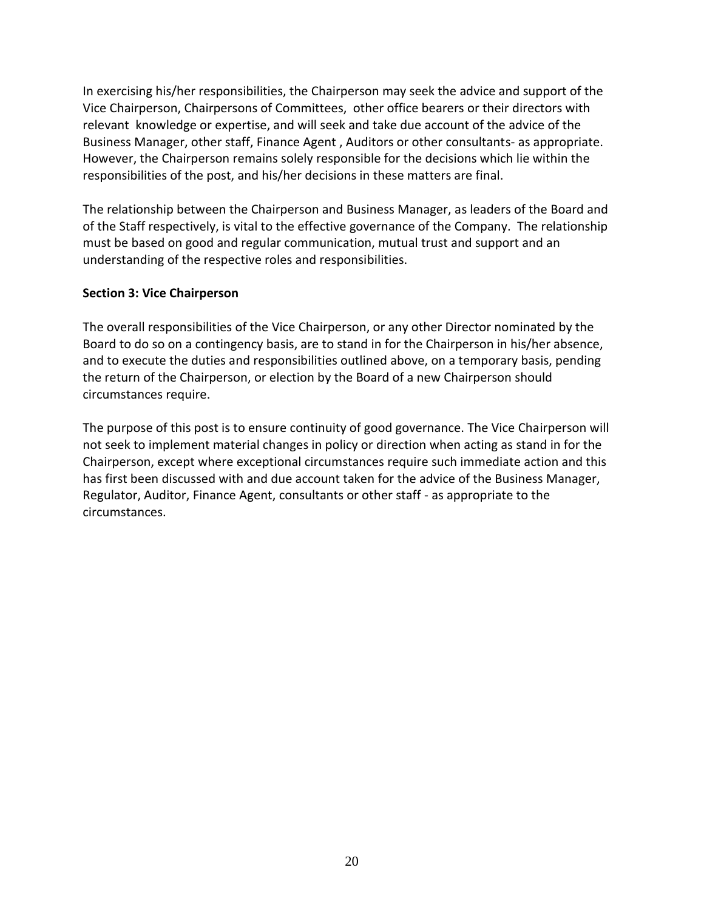In exercising his/her responsibilities, the Chairperson may seek the advice and support of the Vice Chairperson, Chairpersons of Committees, other office bearers or their directors with relevant knowledge or expertise, and will seek and take due account of the advice of the Business Manager, other staff, Finance Agent , Auditors or other consultants- as appropriate. However, the Chairperson remains solely responsible for the decisions which lie within the responsibilities of the post, and his/her decisions in these matters are final.

The relationship between the Chairperson and Business Manager, as leaders of the Board and of the Staff respectively, is vital to the effective governance of the Company. The relationship must be based on good and regular communication, mutual trust and support and an understanding of the respective roles and responsibilities.

**Section 3: Vice Chairperson**

The overall responsibilities of the Vice Chairperson, or any other Director nominated by the Board to do so on a contingency basis, are to stand in for the Chairperson in his/her absence, and to execute the duties and responsibilities outlined above, on a temporary basis, pending the return of the Chairperson, or election by the Board of a new Chairperson should circumstances require.

The purpose of this post is to ensure continuity of good governance. The Vice Chairperson will not seek to implement material changes in policy or direction when acting as stand in for the Chairperson, except where exceptional circumstances require such immediate action and this has first been discussed with and due account taken for the advice of the Business Manager, Regulator, Auditor, Finance Agent, consultants or other staff - as appropriate to the circumstances.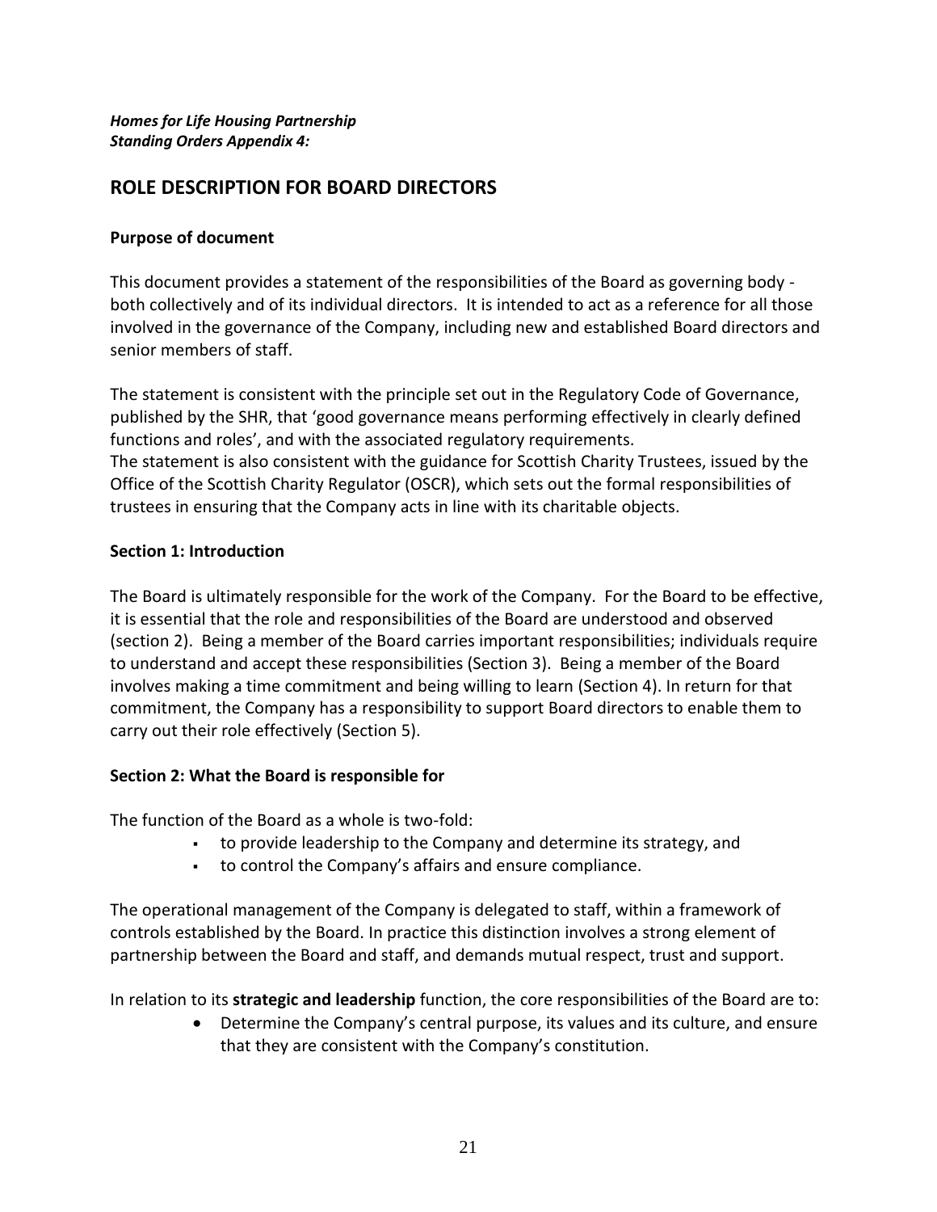***Homes for Life Housing Partnership***
***Standing Orders Appendix 4:***

## ROLE DESCRIPTION FOR BOARD DIRECTORS

**Purpose of document**

This document provides a statement of the responsibilities of the Board as governing body - both collectively and of its individual directors. It is intended to act as a reference for all those involved in the governance of the Company, including new and established Board directors and senior members of staff.

The statement is consistent with the principle set out in the Regulatory Code of Governance, published by the SHR, that 'good governance means performing effectively in clearly defined functions and roles', and with the associated regulatory requirements.
The statement is also consistent with the guidance for Scottish Charity Trustees, issued by the Office of the Scottish Charity Regulator (OSCR), which sets out the formal responsibilities of trustees in ensuring that the Company acts in line with its charitable objects.

**Section 1: Introduction**

The Board is ultimately responsible for the work of the Company. For the Board to be effective, it is essential that the role and responsibilities of the Board are understood and observed (section 2). Being a member of the Board carries important responsibilities; individuals require to understand and accept these responsibilities (Section 3). Being a member of the Board involves making a time commitment and being willing to learn (Section 4). In return for that commitment, the Company has a responsibility to support Board directors to enable them to carry out their role effectively (Section 5).

**Section 2: What the Board is responsible for**

The function of the Board as a whole is two-fold:

- to provide leadership to the Company and determine its strategy, and
- to control the Company's affairs and ensure compliance.

The operational management of the Company is delegated to staff, within a framework of controls established by the Board. In practice this distinction involves a strong element of partnership between the Board and staff, and demands mutual respect, trust and support.

In relation to its **strategic and leadership** function, the core responsibilities of the Board are to:

- Determine the Company's central purpose, its values and its culture, and ensure that they are consistent with the Company's constitution.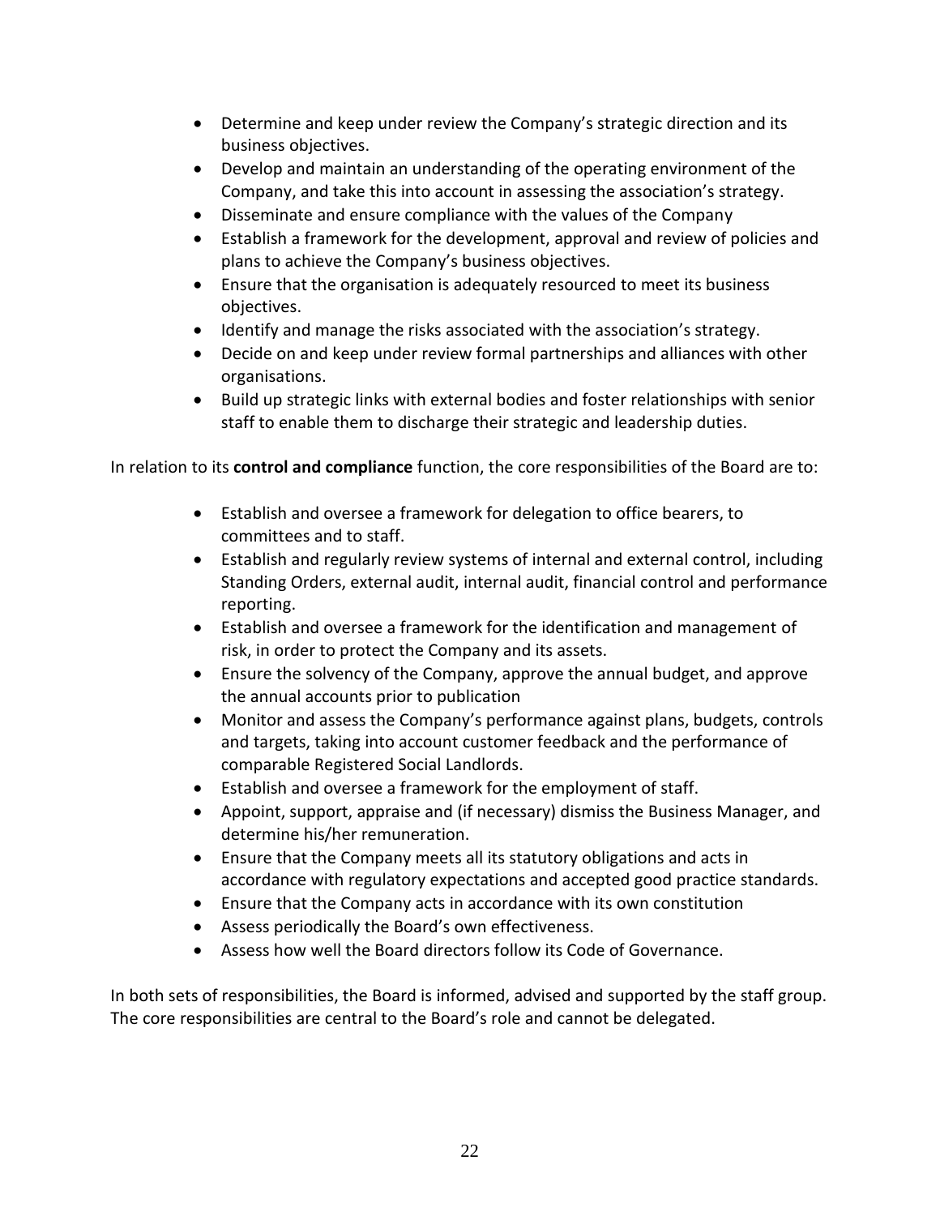- Determine and keep under review the Company's strategic direction and its business objectives.
- Develop and maintain an understanding of the operating environment of the Company, and take this into account in assessing the association's strategy.
- Disseminate and ensure compliance with the values of the Company
- Establish a framework for the development, approval and review of policies and plans to achieve the Company's business objectives.
- Ensure that the organisation is adequately resourced to meet its business objectives.
- Identify and manage the risks associated with the association's strategy.
- Decide on and keep under review formal partnerships and alliances with other organisations.
- Build up strategic links with external bodies and foster relationships with senior staff to enable them to discharge their strategic and leadership duties.

In relation to its **control and compliance** function, the core responsibilities of the Board are to:

- Establish and oversee a framework for delegation to office bearers, to committees and to staff.
- Establish and regularly review systems of internal and external control, including Standing Orders, external audit, internal audit, financial control and performance reporting.
- Establish and oversee a framework for the identification and management of risk, in order to protect the Company and its assets.
- Ensure the solvency of the Company, approve the annual budget, and approve the annual accounts prior to publication
- Monitor and assess the Company's performance against plans, budgets, controls and targets, taking into account customer feedback and the performance of comparable Registered Social Landlords.
- Establish and oversee a framework for the employment of staff.
- Appoint, support, appraise and (if necessary) dismiss the Business Manager, and determine his/her remuneration.
- Ensure that the Company meets all its statutory obligations and acts in accordance with regulatory expectations and accepted good practice standards.
- Ensure that the Company acts in accordance with its own constitution
- Assess periodically the Board's own effectiveness.
- Assess how well the Board directors follow its Code of Governance.

In both sets of responsibilities, the Board is informed, advised and supported by the staff group. The core responsibilities are central to the Board's role and cannot be delegated.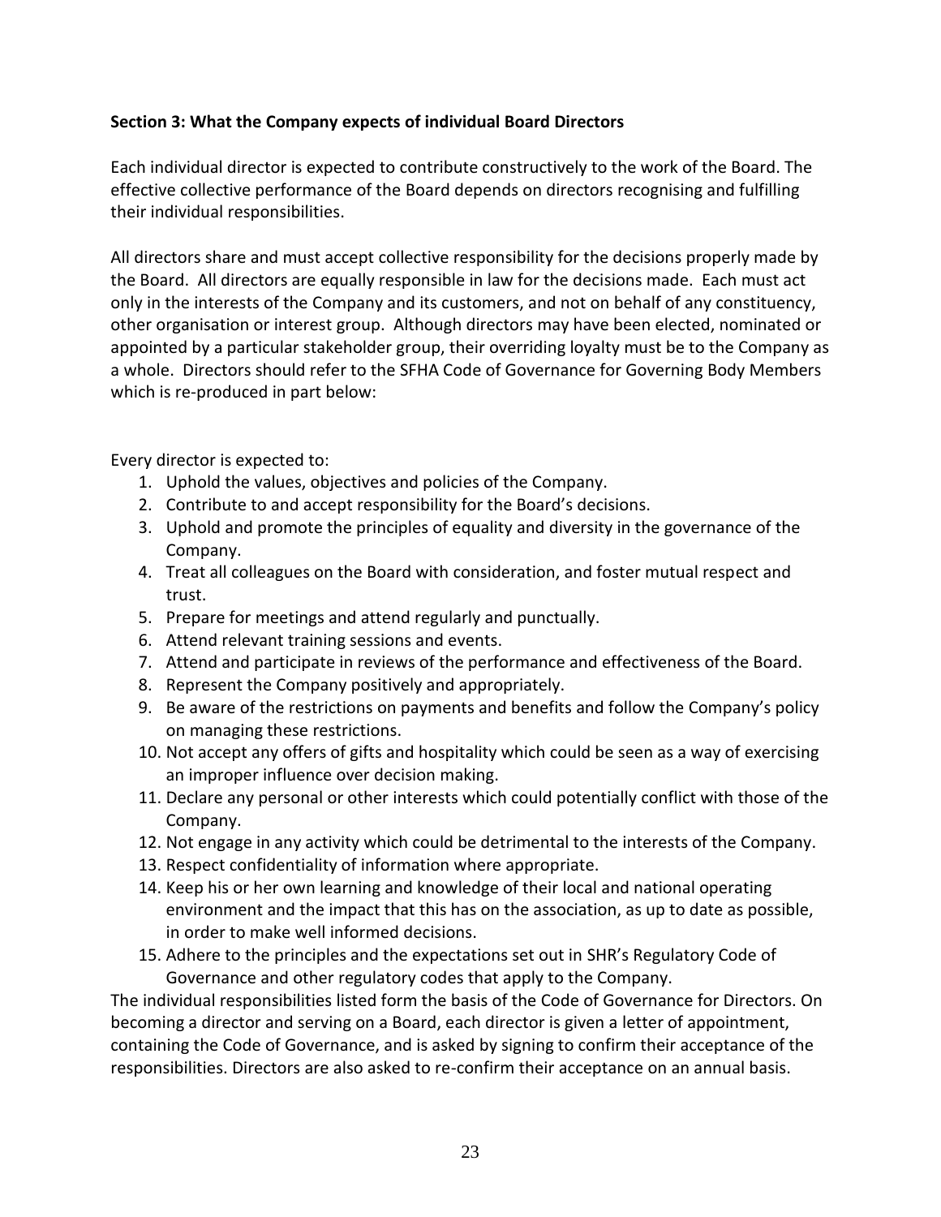**Section 3: What the Company expects of individual Board Directors**

Each individual director is expected to contribute constructively to the work of the Board. The effective collective performance of the Board depends on directors recognising and fulfilling their individual responsibilities.

All directors share and must accept collective responsibility for the decisions properly made by the Board. All directors are equally responsible in law for the decisions made. Each must act only in the interests of the Company and its customers, and not on behalf of any constituency, other organisation or interest group. Although directors may have been elected, nominated or appointed by a particular stakeholder group, their overriding loyalty must be to the Company as a whole. Directors should refer to the SFHA Code of Governance for Governing Body Members which is re-produced in part below:

Every director is expected to:

1. Uphold the values, objectives and policies of the Company.
2. Contribute to and accept responsibility for the Board's decisions.
3. Uphold and promote the principles of equality and diversity in the governance of the Company.
4. Treat all colleagues on the Board with consideration, and foster mutual respect and trust.
5. Prepare for meetings and attend regularly and punctually.
6. Attend relevant training sessions and events.
7. Attend and participate in reviews of the performance and effectiveness of the Board.
8. Represent the Company positively and appropriately.
9. Be aware of the restrictions on payments and benefits and follow the Company's policy on managing these restrictions.
10. Not accept any offers of gifts and hospitality which could be seen as a way of exercising an improper influence over decision making.
11. Declare any personal or other interests which could potentially conflict with those of the Company.
12. Not engage in any activity which could be detrimental to the interests of the Company.
13. Respect confidentiality of information where appropriate.
14. Keep his or her own learning and knowledge of their local and national operating environment and the impact that this has on the association, as up to date as possible, in order to make well informed decisions.
15. Adhere to the principles and the expectations set out in SHR's Regulatory Code of Governance and other regulatory codes that apply to the Company.

The individual responsibilities listed form the basis of the Code of Governance for Directors. On becoming a director and serving on a Board, each director is given a letter of appointment, containing the Code of Governance, and is asked by signing to confirm their acceptance of the responsibilities. Directors are also asked to re-confirm their acceptance on an annual basis.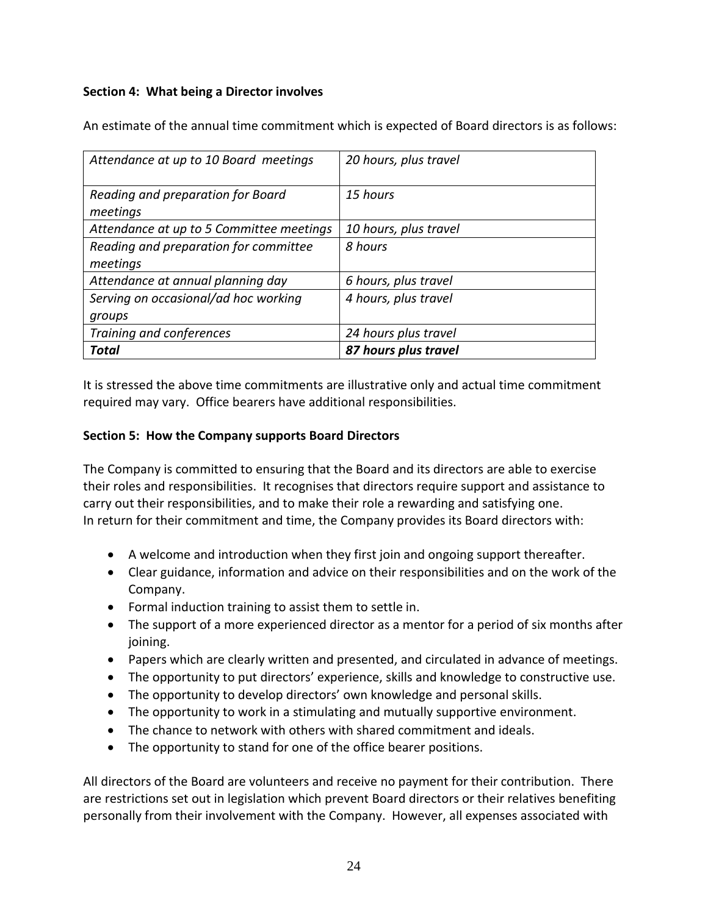**Section 4: What being a Director involves**

An estimate of the annual time commitment which is expected of Board directors is as follows:

| *Attendance at up to 10 Board meetings* | *20 hours, plus travel* |
|---|---|
| *Reading and preparation for Board meetings* | *15 hours* |
| *Attendance at up to 5 Committee meetings* | *10 hours, plus travel* |
| *Reading and preparation for committee meetings* | *8 hours* |
| *Attendance at annual planning day* | *6 hours, plus travel* |
| *Serving on occasional/ad hoc working groups* | *4 hours, plus travel* |
| *Training and conferences* | *24 hours plus travel* |
| ***Total*** | ***87 hours plus travel*** |

It is stressed the above time commitments are illustrative only and actual time commitment required may vary. Office bearers have additional responsibilities.

**Section 5: How the Company supports Board Directors**

The Company is committed to ensuring that the Board and its directors are able to exercise their roles and responsibilities. It recognises that directors require support and assistance to carry out their responsibilities, and to make their role a rewarding and satisfying one.
In return for their commitment and time, the Company provides its Board directors with:

- A welcome and introduction when they first join and ongoing support thereafter.
- Clear guidance, information and advice on their responsibilities and on the work of the Company.
- Formal induction training to assist them to settle in.
- The support of a more experienced director as a mentor for a period of six months after joining.
- Papers which are clearly written and presented, and circulated in advance of meetings.
- The opportunity to put directors' experience, skills and knowledge to constructive use.
- The opportunity to develop directors' own knowledge and personal skills.
- The opportunity to work in a stimulating and mutually supportive environment.
- The chance to network with others with shared commitment and ideals.
- The opportunity to stand for one of the office bearer positions.

All directors of the Board are volunteers and receive no payment for their contribution. There are restrictions set out in legislation which prevent Board directors or their relatives benefiting personally from their involvement with the Company. However, all expenses associated with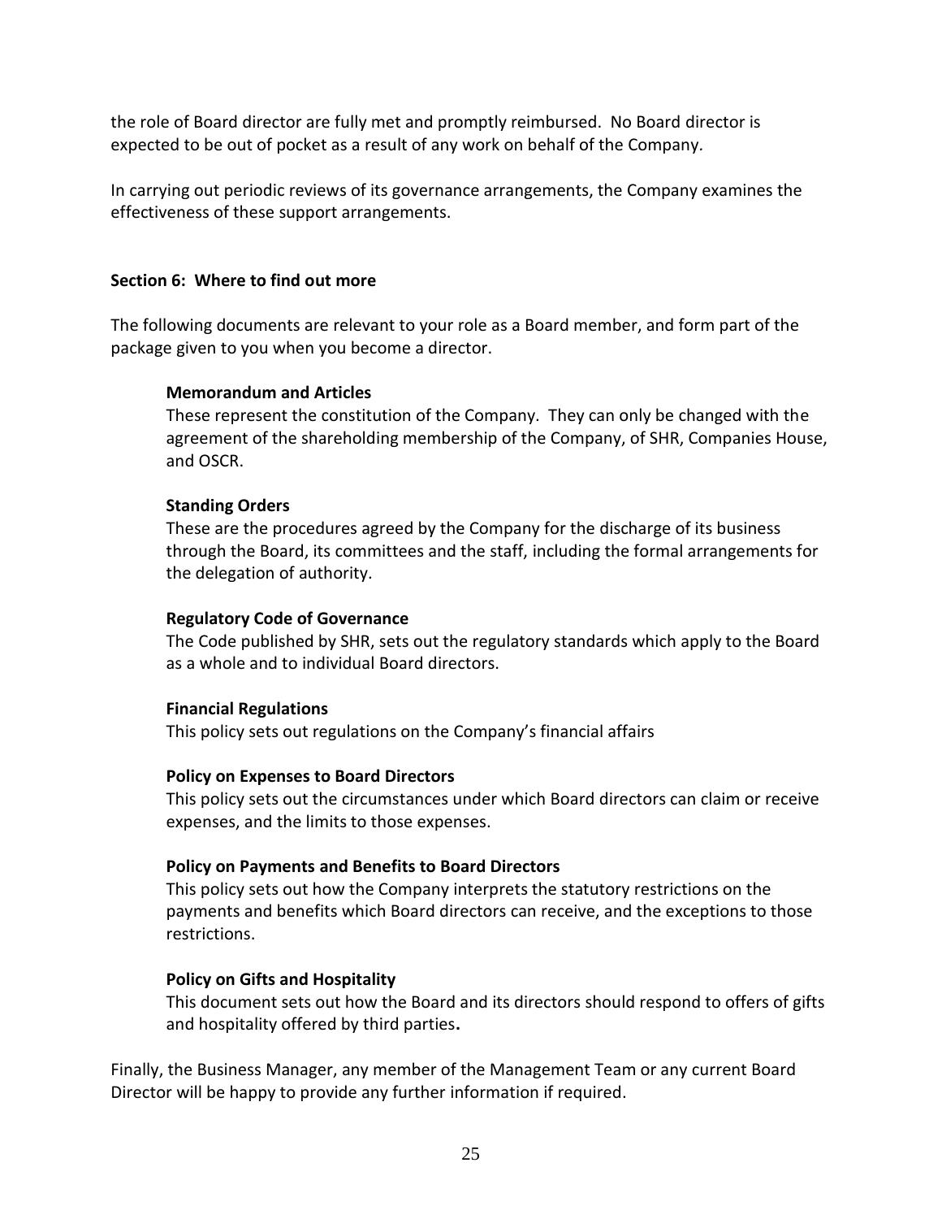the role of Board director are fully met and promptly reimbursed. No Board director is expected to be out of pocket as a result of any work on behalf of the Company.

In carrying out periodic reviews of its governance arrangements, the Company examines the effectiveness of these support arrangements.

**Section 6: Where to find out more**

The following documents are relevant to your role as a Board member, and form part of the package given to you when you become a director.

**Memorandum and Articles**
These represent the constitution of the Company. They can only be changed with the agreement of the shareholding membership of the Company, of SHR, Companies House, and OSCR.

**Standing Orders**
These are the procedures agreed by the Company for the discharge of its business through the Board, its committees and the staff, including the formal arrangements for the delegation of authority.

**Regulatory Code of Governance**
The Code published by SHR, sets out the regulatory standards which apply to the Board as a whole and to individual Board directors.

**Financial Regulations**
This policy sets out regulations on the Company's financial affairs

**Policy on Expenses to Board Directors**
This policy sets out the circumstances under which Board directors can claim or receive expenses, and the limits to those expenses.

**Policy on Payments and Benefits to Board Directors**
This policy sets out how the Company interprets the statutory restrictions on the payments and benefits which Board directors can receive, and the exceptions to those restrictions.

**Policy on Gifts and Hospitality**
This document sets out how the Board and its directors should respond to offers of gifts and hospitality offered by third parties**.**

Finally, the Business Manager, any member of the Management Team or any current Board Director will be happy to provide any further information if required.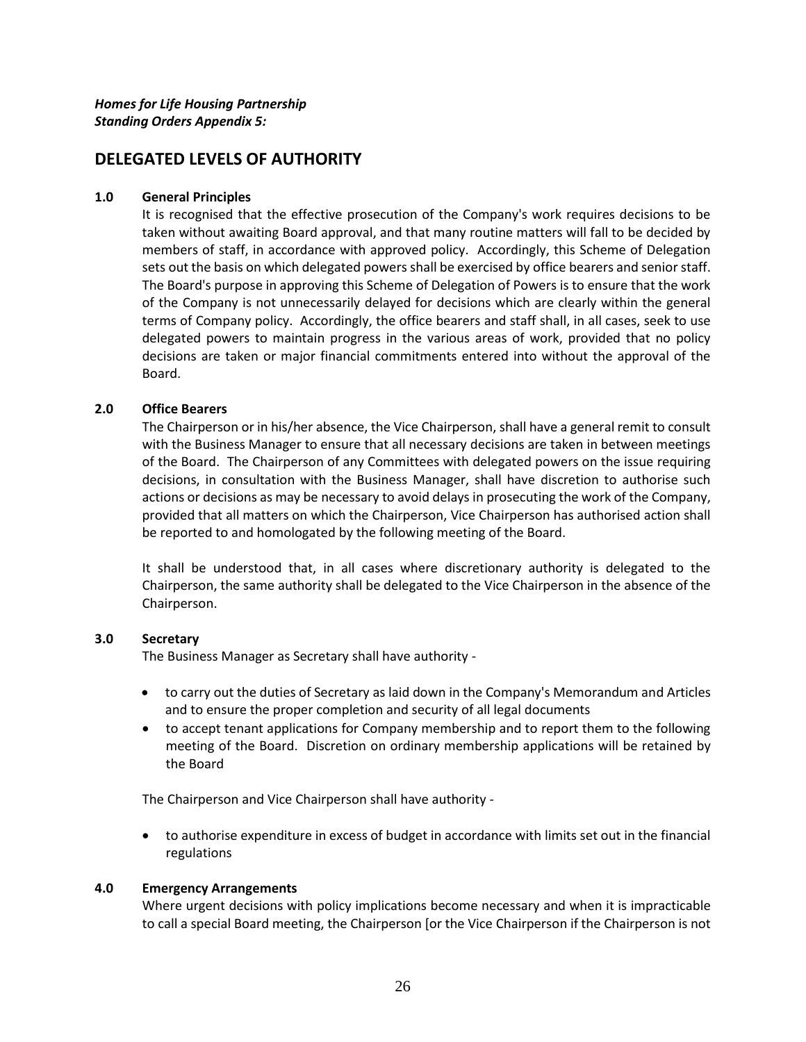*Homes for Life Housing Partnership*
*Standing Orders Appendix 5:*

# DELEGATED LEVELS OF AUTHORITY

### 1.0 General Principles

It is recognised that the effective prosecution of the Company's work requires decisions to be taken without awaiting Board approval, and that many routine matters will fall to be decided by members of staff, in accordance with approved policy. Accordingly, this Scheme of Delegation sets out the basis on which delegated powers shall be exercised by office bearers and senior staff. The Board's purpose in approving this Scheme of Delegation of Powers is to ensure that the work of the Company is not unnecessarily delayed for decisions which are clearly within the general terms of Company policy. Accordingly, the office bearers and staff shall, in all cases, seek to use delegated powers to maintain progress in the various areas of work, provided that no policy decisions are taken or major financial commitments entered into without the approval of the Board.

### 2.0 Office Bearers

The Chairperson or in his/her absence, the Vice Chairperson, shall have a general remit to consult with the Business Manager to ensure that all necessary decisions are taken in between meetings of the Board. The Chairperson of any Committees with delegated powers on the issue requiring decisions, in consultation with the Business Manager, shall have discretion to authorise such actions or decisions as may be necessary to avoid delays in prosecuting the work of the Company, provided that all matters on which the Chairperson, Vice Chairperson has authorised action shall be reported to and homologated by the following meeting of the Board.

It shall be understood that, in all cases where discretionary authority is delegated to the Chairperson, the same authority shall be delegated to the Vice Chairperson in the absence of the Chairperson.

### 3.0 Secretary

The Business Manager as Secretary shall have authority -

- to carry out the duties of Secretary as laid down in the Company's Memorandum and Articles and to ensure the proper completion and security of all legal documents
- to accept tenant applications for Company membership and to report them to the following meeting of the Board. Discretion on ordinary membership applications will be retained by the Board

The Chairperson and Vice Chairperson shall have authority -

- to authorise expenditure in excess of budget in accordance with limits set out in the financial regulations

### 4.0 Emergency Arrangements

Where urgent decisions with policy implications become necessary and when it is impracticable to call a special Board meeting, the Chairperson [or the Vice Chairperson if the Chairperson is not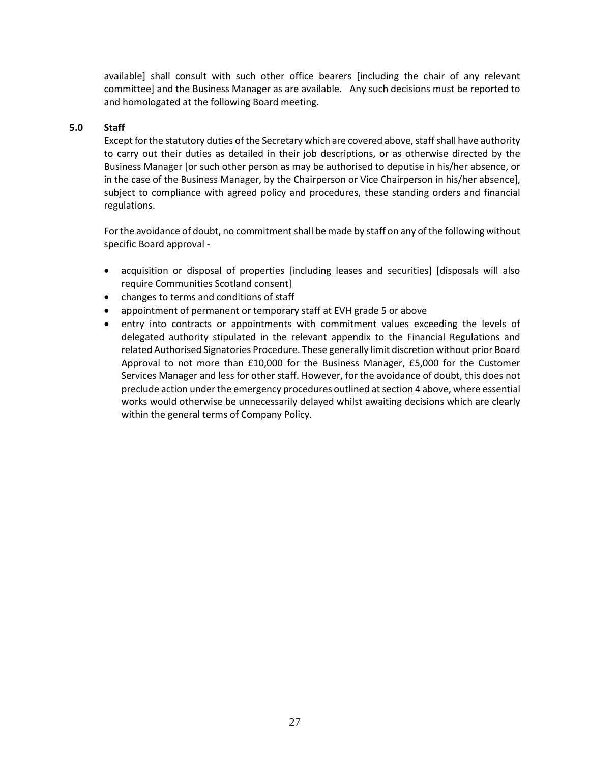available] shall consult with such other office bearers [including the chair of any relevant committee] and the Business Manager as are available. Any such decisions must be reported to and homologated at the following Board meeting.

## 5.0 Staff

Except for the statutory duties of the Secretary which are covered above, staff shall have authority to carry out their duties as detailed in their job descriptions, or as otherwise directed by the Business Manager [or such other person as may be authorised to deputise in his/her absence, or in the case of the Business Manager, by the Chairperson or Vice Chairperson in his/her absence], subject to compliance with agreed policy and procedures, these standing orders and financial regulations.

For the avoidance of doubt, no commitment shall be made by staff on any of the following without specific Board approval -

- acquisition or disposal of properties [including leases and securities] [disposals will also require Communities Scotland consent]
- changes to terms and conditions of staff
- appointment of permanent or temporary staff at EVH grade 5 or above
- entry into contracts or appointments with commitment values exceeding the levels of delegated authority stipulated in the relevant appendix to the Financial Regulations and related Authorised Signatories Procedure. These generally limit discretion without prior Board Approval to not more than £10,000 for the Business Manager, £5,000 for the Customer Services Manager and less for other staff. However, for the avoidance of doubt, this does not preclude action under the emergency procedures outlined at section 4 above, where essential works would otherwise be unnecessarily delayed whilst awaiting decisions which are clearly within the general terms of Company Policy.